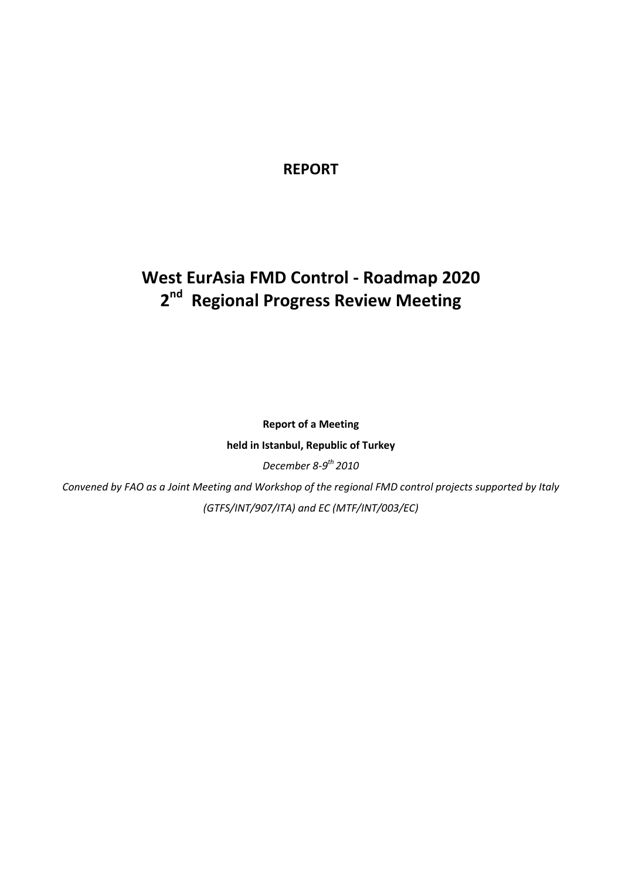# REPORT

# West EurAsia FMD Control - Roadmap 2020
# 2nd Regional Progress Review Meeting

**Report of a Meeting**

**held in Istanbul, Republic of Turkey**

*December 8-9th 2010*

*Convened by FAO as a Joint Meeting and Workshop of the regional FMD control projects supported by Italy (GTFS/INT/907/ITA) and EC (MTF/INT/003/EC)*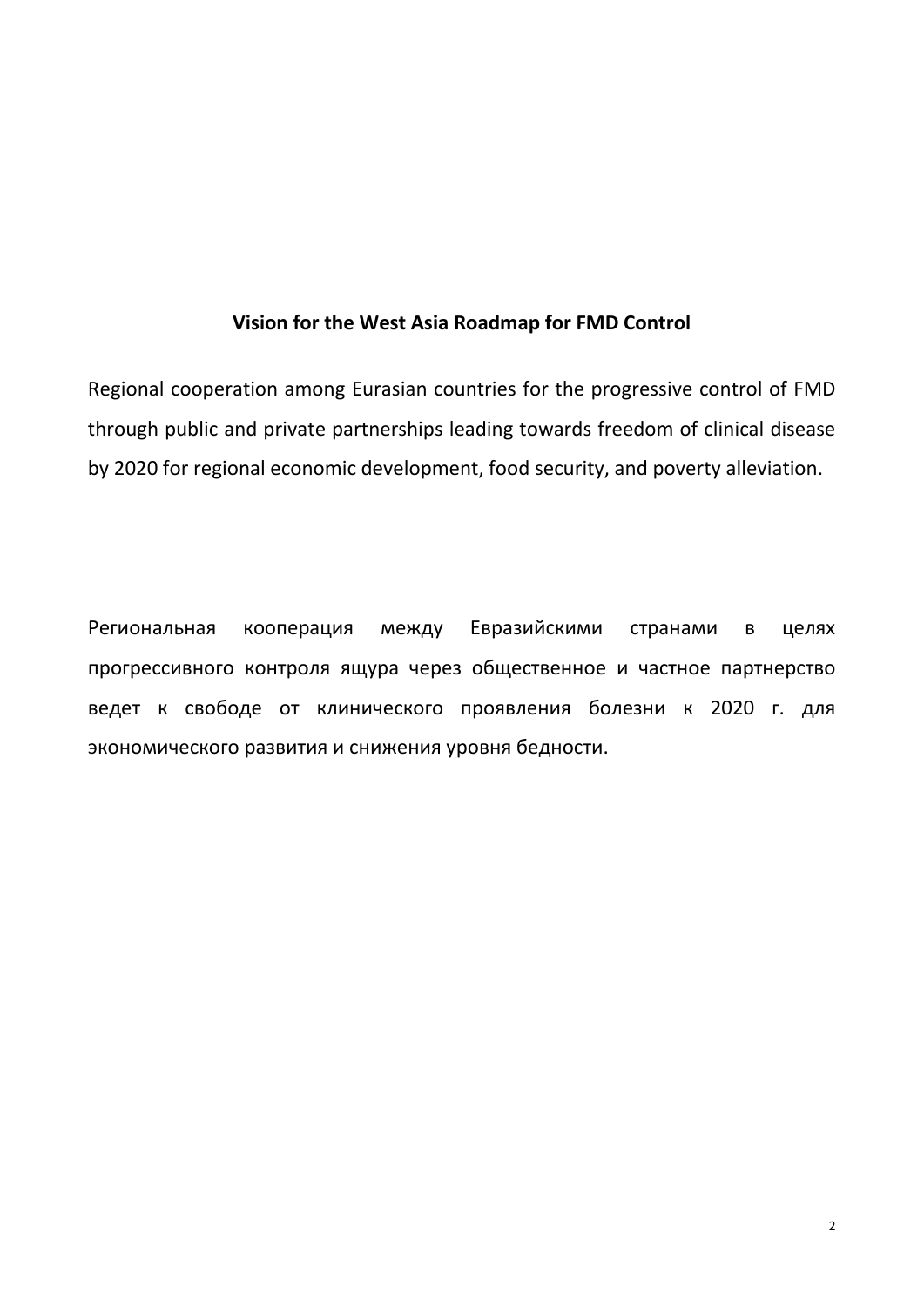**Vision for the West Asia Roadmap for FMD Control**

Regional cooperation among Eurasian countries for the progressive control of FMD through public and private partnerships leading towards freedom of clinical disease by 2020 for regional economic development, food security, and poverty alleviation.

Региональная кооперация между Евразийскими странами в целях прогрессивного контроля ящура через общественное и частное партнерство ведет к свободе от клинического проявления болезни к 2020 г. для экономического развития и снижения уровня бедности.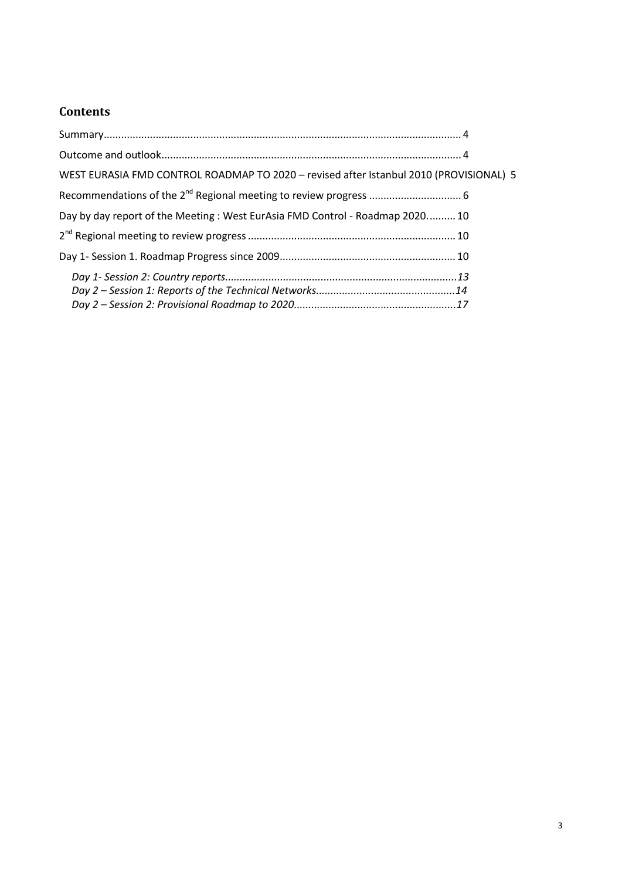## Contents

Summary.......................................................................................................................... 4

Outcome and outlook...................................................................................................... 4

WEST EURASIA FMD CONTROL ROADMAP TO 2020 – revised after Istanbul 2010 (PROVISIONAL) 5

Recommendations of the 2nd Regional meeting to review progress ................................ 6

Day by day report of the Meeting : West EurAsia FMD Control - Roadmap 2020.......... 10

2nd Regional meeting to review progress ....................................................................... 10

Day 1- Session 1. Roadmap Progress since 2009............................................................ 10

*Day 1- Session 2: Country reports...............................................................................13*

*Day 2 – Session 1: Reports of the Technical Networks...............................................14*

*Day 2 – Session 2: Provisional Roadmap to 2020.......................................................17*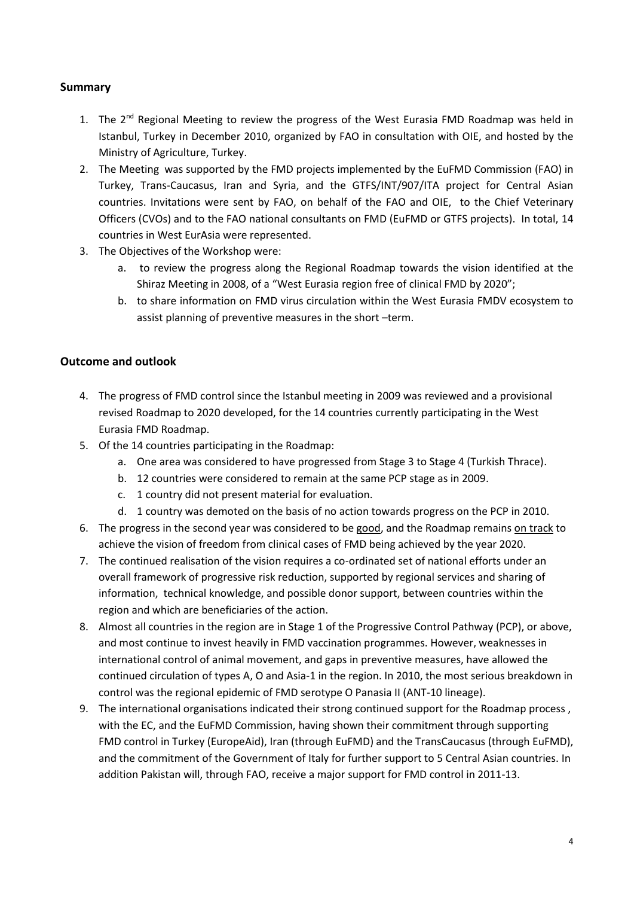## Summary

1. The 2[nd] Regional Meeting to review the progress of the West Eurasia FMD Roadmap was held in Istanbul, Turkey in December 2010, organized by FAO in consultation with OIE, and hosted by the Ministry of Agriculture, Turkey.
2. The Meeting was supported by the FMD projects implemented by the EuFMD Commission (FAO) in Turkey, Trans-Caucasus, Iran and Syria, and the GTFS/INT/907/ITA project for Central Asian countries. Invitations were sent by FAO, on behalf of the FAO and OIE, to the Chief Veterinary Officers (CVOs) and to the FAO national consultants on FMD (EuFMD or GTFS projects). In total, 14 countries in West EurAsia were represented.
3. The Objectives of the Workshop were:
   a. to review the progress along the Regional Roadmap towards the vision identified at the Shiraz Meeting in 2008, of a "West Eurasia region free of clinical FMD by 2020";
   b. to share information on FMD virus circulation within the West Eurasia FMDV ecosystem to assist planning of preventive measures in the short –term.

## Outcome and outlook

4. The progress of FMD control since the Istanbul meeting in 2009 was reviewed and a provisional revised Roadmap to 2020 developed, for the 14 countries currently participating in the West Eurasia FMD Roadmap.
5. Of the 14 countries participating in the Roadmap:
   a. One area was considered to have progressed from Stage 3 to Stage 4 (Turkish Thrace).
   b. 12 countries were considered to remain at the same PCP stage as in 2009.
   c. 1 country did not present material for evaluation.
   d. 1 country was demoted on the basis of no action towards progress on the PCP in 2010.
6. The progress in the second year was considered to be good, and the Roadmap remains on track to achieve the vision of freedom from clinical cases of FMD being achieved by the year 2020.
7. The continued realisation of the vision requires a co-ordinated set of national efforts under an overall framework of progressive risk reduction, supported by regional services and sharing of information, technical knowledge, and possible donor support, between countries within the region and which are beneficiaries of the action.
8. Almost all countries in the region are in Stage 1 of the Progressive Control Pathway (PCP), or above, and most continue to invest heavily in FMD vaccination programmes. However, weaknesses in international control of animal movement, and gaps in preventive measures, have allowed the continued circulation of types A, O and Asia-1 in the region. In 2010, the most serious breakdown in control was the regional epidemic of FMD serotype O Panasia II (ANT-10 lineage).
9. The international organisations indicated their strong continued support for the Roadmap process , with the EC, and the EuFMD Commission, having shown their commitment through supporting FMD control in Turkey (EuropeAid), Iran (through EuFMD) and the TransCaucasus (through EuFMD), and the commitment of the Government of Italy for further support to 5 Central Asian countries. In addition Pakistan will, through FAO, receive a major support for FMD control in 2011-13.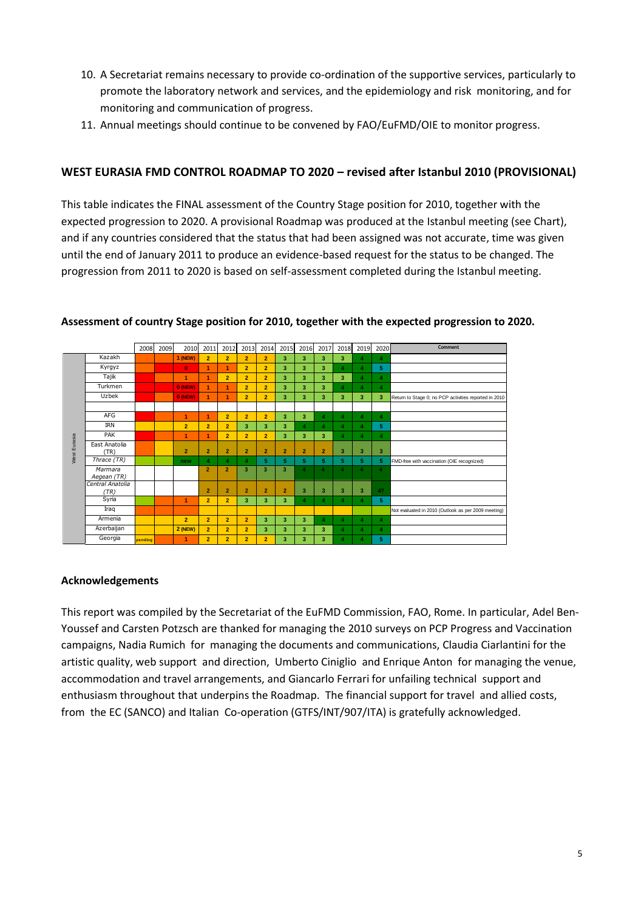10. A Secretariat remains necessary to provide co-ordination of the supportive services, particularly to promote the laboratory network and services, and the epidemiology and risk monitoring, and for monitoring and communication of progress.
11. Annual meetings should continue to be convened by FAO/EuFMD/OIE to monitor progress.

## WEST EURASIA FMD CONTROL ROADMAP TO 2020 – revised after Istanbul 2010 (PROVISIONAL)

This table indicates the FINAL assessment of the Country Stage position for 2010, together with the expected progression to 2020. A provisional Roadmap was produced at the Istanbul meeting (see Chart), and if any countries considered that the status that had been assigned was not accurate, time was given until the end of January 2011 to produce an evidence-based request for the status to be changed. The progression from 2011 to 2020 is based on self-assessment completed during the Istanbul meeting.

**Assessment of country Stage position for 2010, together with the expected progression to 2020.**

| | | 2008 | 2009 | 2010 | 2011 | 2012 | 2013 | 2014 | 2015 | 2016 | 2017 | 2018 | 2019 | 2020 | Comment |
|---|---|---|---|---|---|---|---|---|---|---|---|---|---|---|---|
| West Eurasia | Kazakh | | | 1 (NEW) | 2 | 2 | 2 | 2 | 3 | 3 | 3 | 3 | 4 | 4 | |
| | Kyrgyz | | | 0 | 1 | 1 | 2 | 2 | 3 | 3 | 3 | 4 | 4 | 5 | |
| | Tajik | | | 1 | 1 | 2 | 2 | 2 | 3 | 3 | 3 | 3 | 4 | 4 | |
| | Turkmen | | | 0 (NEW) | 1 | 1 | 2 | 2 | 3 | 3 | 3 | 4 | 4 | 4 | |
| | Uzbek | | | 0 (NEW) | 1 | 1 | 2 | 2 | 3 | 3 | 3 | 3 | 3 | 3 | Return to Stage 0; no PCP activities reported in 2010 |
| | | | | | | | | | | | | | | | |
| | AFG | | | 1 | 1 | 2 | 2 | 2 | 3 | 3 | 4 | 4 | 4 | 4 | |
| | IRN | | | 2 | 2 | 2 | 3 | 3 | 3 | 4 | 4 | 4 | 4 | 5 | |
| | PAK | | | 1 | 1 | 2 | 2 | 2 | 3 | 3 | 3 | 4 | 4 | 4 | |
| | East Anatolia (TR) | | | 2 | 2 | 2 | 2 | 2 | 2 | 2 | 2 | 3 | 3 | 3 | |
| | *Thrace (TR)* | | | new | 4 | 4 | 4 | 5 | 5 | 5 | 5 | 5 | 5 | 5 | FMD-free with vaccination (OIE recognized) |
| | *Marmara Aegean (TR)* | | | | 2 | 2 | 3 | 3 | 3 | 4 | 4 | 4 | 4 | 4 | |
| | *Central Anatolia (TR)* | | | | 2 | 2 | 2 | 2 | 2 | 3 | 3 | 3 | 3 | 4? | |
| | Syria | | | 1 | 2 | 2 | 3 | 3 | 3 | 4 | 4 | 4 | 4 | 5 | |
| | Iraq | | | | | | | | | | | | | | Not evaluated in 2010 (Outlook as per 2009 meeting) |
| | Armenia | | | 2 | 2 | 2 | 2 | 3 | 3 | 3 | 4 | 4 | 4 | 4 | |
| | Azerbaijan | | | 2 (NEW) | 2 | 2 | 2 | 3 | 3 | 3 | 3 | 4 | 4 | 4 | |
| | Georgia | pending | | 1 | 2 | 2 | 2 | 2 | 3 | 3 | 3 | 4 | 4 | 5 | |

## Acknowledgements

This report was compiled by the Secretariat of the EuFMD Commission, FAO, Rome. In particular, Adel Ben-Youssef and Carsten Potzsch are thanked for managing the 2010 surveys on PCP Progress and Vaccination campaigns, Nadia Rumich for managing the documents and communications, Claudia Ciarlantini for the artistic quality, web support and direction, Umberto Ciniglio and Enrique Anton for managing the venue, accommodation and travel arrangements, and Giancarlo Ferrari for unfailing technical support and enthusiasm throughout that underpins the Roadmap. The financial support for travel and allied costs, from the EC (SANCO) and Italian Co-operation (GTFS/INT/907/ITA) is gratefully acknowledged.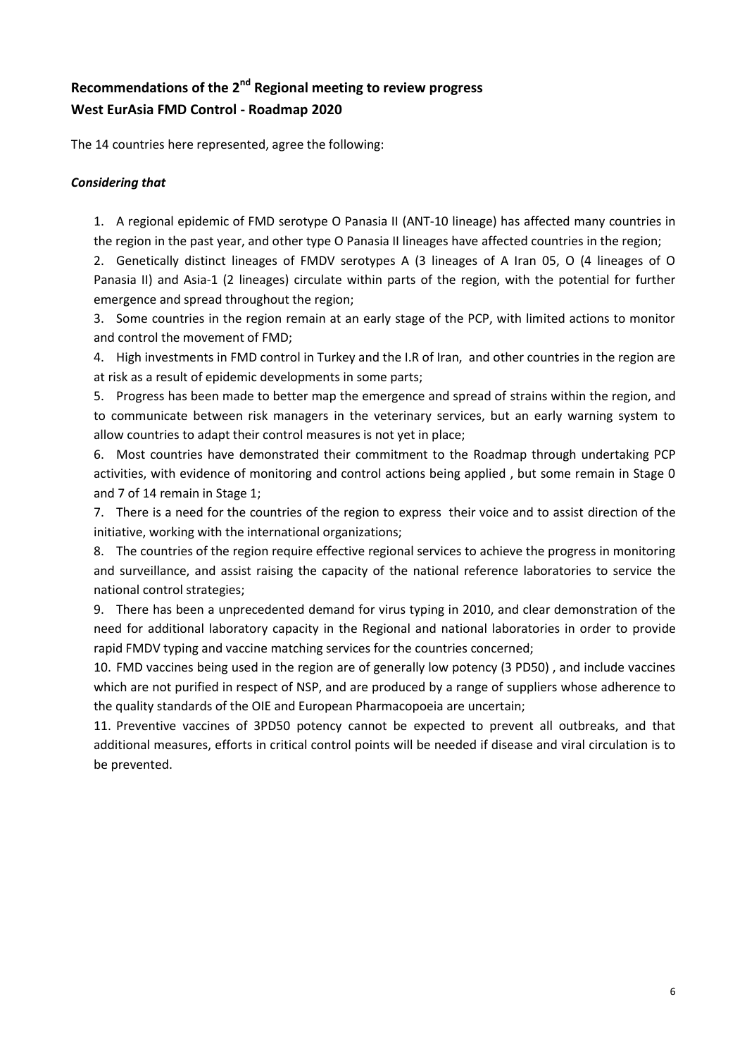## Recommendations of the 2nd Regional meeting to review progress West EurAsia FMD Control - Roadmap 2020

The 14 countries here represented, agree the following:

***Considering that***

1. A regional epidemic of FMD serotype O Panasia II (ANT-10 lineage) has affected many countries in the region in the past year, and other type O Panasia II lineages have affected countries in the region;
2. Genetically distinct lineages of FMDV serotypes A (3 lineages of A Iran 05, O (4 lineages of O Panasia II) and Asia-1 (2 lineages) circulate within parts of the region, with the potential for further emergence and spread throughout the region;
3. Some countries in the region remain at an early stage of the PCP, with limited actions to monitor and control the movement of FMD;
4. High investments in FMD control in Turkey and the I.R of Iran, and other countries in the region are at risk as a result of epidemic developments in some parts;
5. Progress has been made to better map the emergence and spread of strains within the region, and to communicate between risk managers in the veterinary services, but an early warning system to allow countries to adapt their control measures is not yet in place;
6. Most countries have demonstrated their commitment to the Roadmap through undertaking PCP activities, with evidence of monitoring and control actions being applied , but some remain in Stage 0 and 7 of 14 remain in Stage 1;
7. There is a need for the countries of the region to express their voice and to assist direction of the initiative, working with the international organizations;
8. The countries of the region require effective regional services to achieve the progress in monitoring and surveillance, and assist raising the capacity of the national reference laboratories to service the national control strategies;
9. There has been a unprecedented demand for virus typing in 2010, and clear demonstration of the need for additional laboratory capacity in the Regional and national laboratories in order to provide rapid FMDV typing and vaccine matching services for the countries concerned;
10. FMD vaccines being used in the region are of generally low potency (3 PD50) , and include vaccines which are not purified in respect of NSP, and are produced by a range of suppliers whose adherence to the quality standards of the OIE and European Pharmacopoeia are uncertain;
11. Preventive vaccines of 3PD50 potency cannot be expected to prevent all outbreaks, and that additional measures, efforts in critical control points will be needed if disease and viral circulation is to be prevented.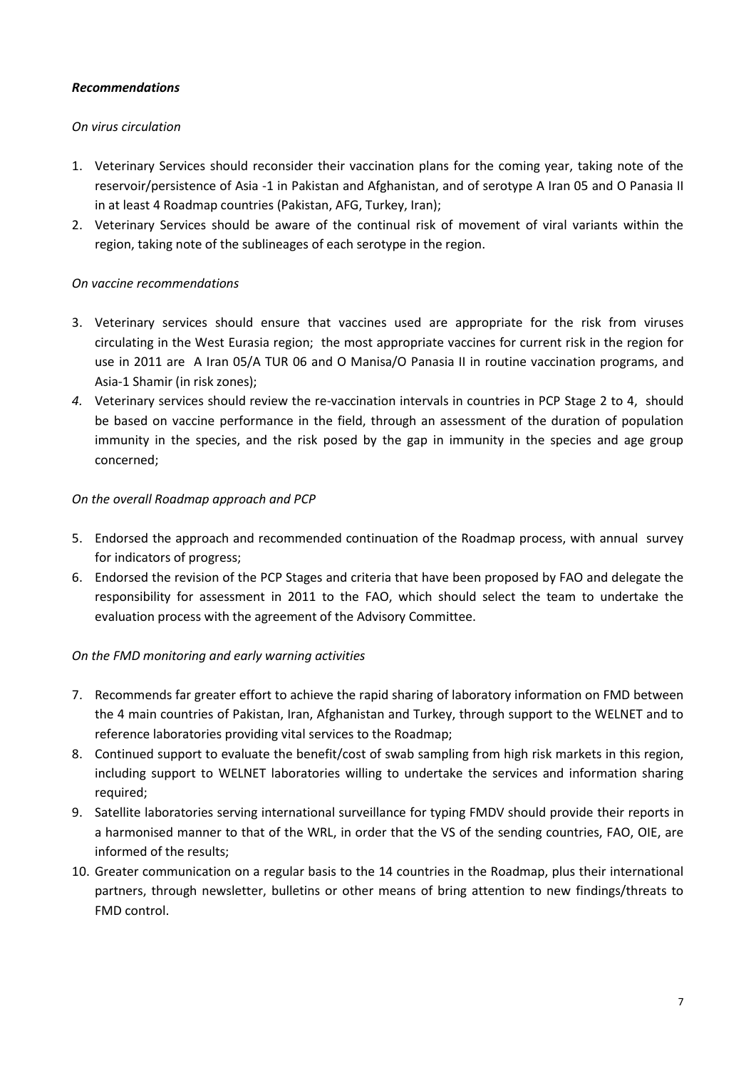***Recommendations***

*On virus circulation*

1. Veterinary Services should reconsider their vaccination plans for the coming year, taking note of the reservoir/persistence of Asia -1 in Pakistan and Afghanistan, and of serotype A Iran 05 and O Panasia II in at least 4 Roadmap countries (Pakistan, AFG, Turkey, Iran);
2. Veterinary Services should be aware of the continual risk of movement of viral variants within the region, taking note of the sublineages of each serotype in the region.

*On vaccine recommendations*

3. Veterinary services should ensure that vaccines used are appropriate for the risk from viruses circulating in the West Eurasia region; the most appropriate vaccines for current risk in the region for use in 2011 are A Iran 05/A TUR 06 and O Manisa/O Panasia II in routine vaccination programs, and Asia-1 Shamir (in risk zones);
4. Veterinary services should review the re-vaccination intervals in countries in PCP Stage 2 to 4, should be based on vaccine performance in the field, through an assessment of the duration of population immunity in the species, and the risk posed by the gap in immunity in the species and age group concerned;

*On the overall Roadmap approach and PCP*

5. Endorsed the approach and recommended continuation of the Roadmap process, with annual survey for indicators of progress;
6. Endorsed the revision of the PCP Stages and criteria that have been proposed by FAO and delegate the responsibility for assessment in 2011 to the FAO, which should select the team to undertake the evaluation process with the agreement of the Advisory Committee.

*On the FMD monitoring and early warning activities*

7. Recommends far greater effort to achieve the rapid sharing of laboratory information on FMD between the 4 main countries of Pakistan, Iran, Afghanistan and Turkey, through support to the WELNET and to reference laboratories providing vital services to the Roadmap;
8. Continued support to evaluate the benefit/cost of swab sampling from high risk markets in this region, including support to WELNET laboratories willing to undertake the services and information sharing required;
9. Satellite laboratories serving international surveillance for typing FMDV should provide their reports in a harmonised manner to that of the WRL, in order that the VS of the sending countries, FAO, OIE, are informed of the results;
10. Greater communication on a regular basis to the 14 countries in the Roadmap, plus their international partners, through newsletter, bulletins or other means of bring attention to new findings/threats to FMD control.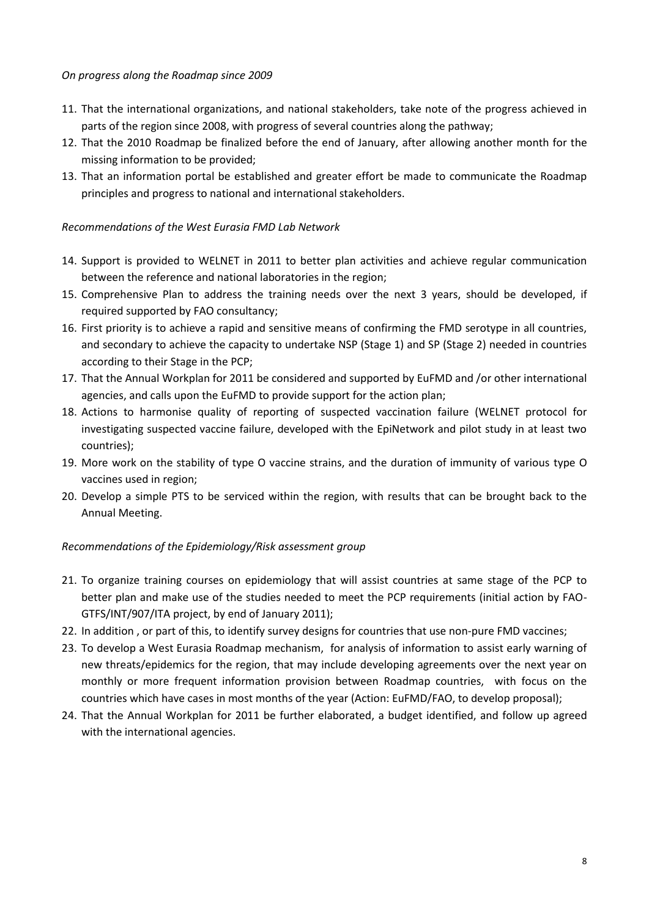*On progress along the Roadmap since 2009*

11. That the international organizations, and national stakeholders, take note of the progress achieved in parts of the region since 2008, with progress of several countries along the pathway;
12. That the 2010 Roadmap be finalized before the end of January, after allowing another month for the missing information to be provided;
13. That an information portal be established and greater effort be made to communicate the Roadmap principles and progress to national and international stakeholders.

*Recommendations of the West Eurasia FMD Lab Network*

14. Support is provided to WELNET in 2011 to better plan activities and achieve regular communication between the reference and national laboratories in the region;
15. Comprehensive Plan to address the training needs over the next 3 years, should be developed, if required supported by FAO consultancy;
16. First priority is to achieve a rapid and sensitive means of confirming the FMD serotype in all countries, and secondary to achieve the capacity to undertake NSP (Stage 1) and SP (Stage 2) needed in countries according to their Stage in the PCP;
17. That the Annual Workplan for 2011 be considered and supported by EuFMD and /or other international agencies, and calls upon the EuFMD to provide support for the action plan;
18. Actions to harmonise quality of reporting of suspected vaccination failure (WELNET protocol for investigating suspected vaccine failure, developed with the EpiNetwork and pilot study in at least two countries);
19. More work on the stability of type O vaccine strains, and the duration of immunity of various type O vaccines used in region;
20. Develop a simple PTS to be serviced within the region, with results that can be brought back to the Annual Meeting.

*Recommendations of the Epidemiology/Risk assessment group*

21. To organize training courses on epidemiology that will assist countries at same stage of the PCP to better plan and make use of the studies needed to meet the PCP requirements (initial action by FAO-GTFS/INT/907/ITA project, by end of January 2011);
22. In addition , or part of this, to identify survey designs for countries that use non-pure FMD vaccines;
23. To develop a West Eurasia Roadmap mechanism, for analysis of information to assist early warning of new threats/epidemics for the region, that may include developing agreements over the next year on monthly or more frequent information provision between Roadmap countries, with focus on the countries which have cases in most months of the year (Action: EuFMD/FAO, to develop proposal);
24. That the Annual Workplan for 2011 be further elaborated, a budget identified, and follow up agreed with the international agencies.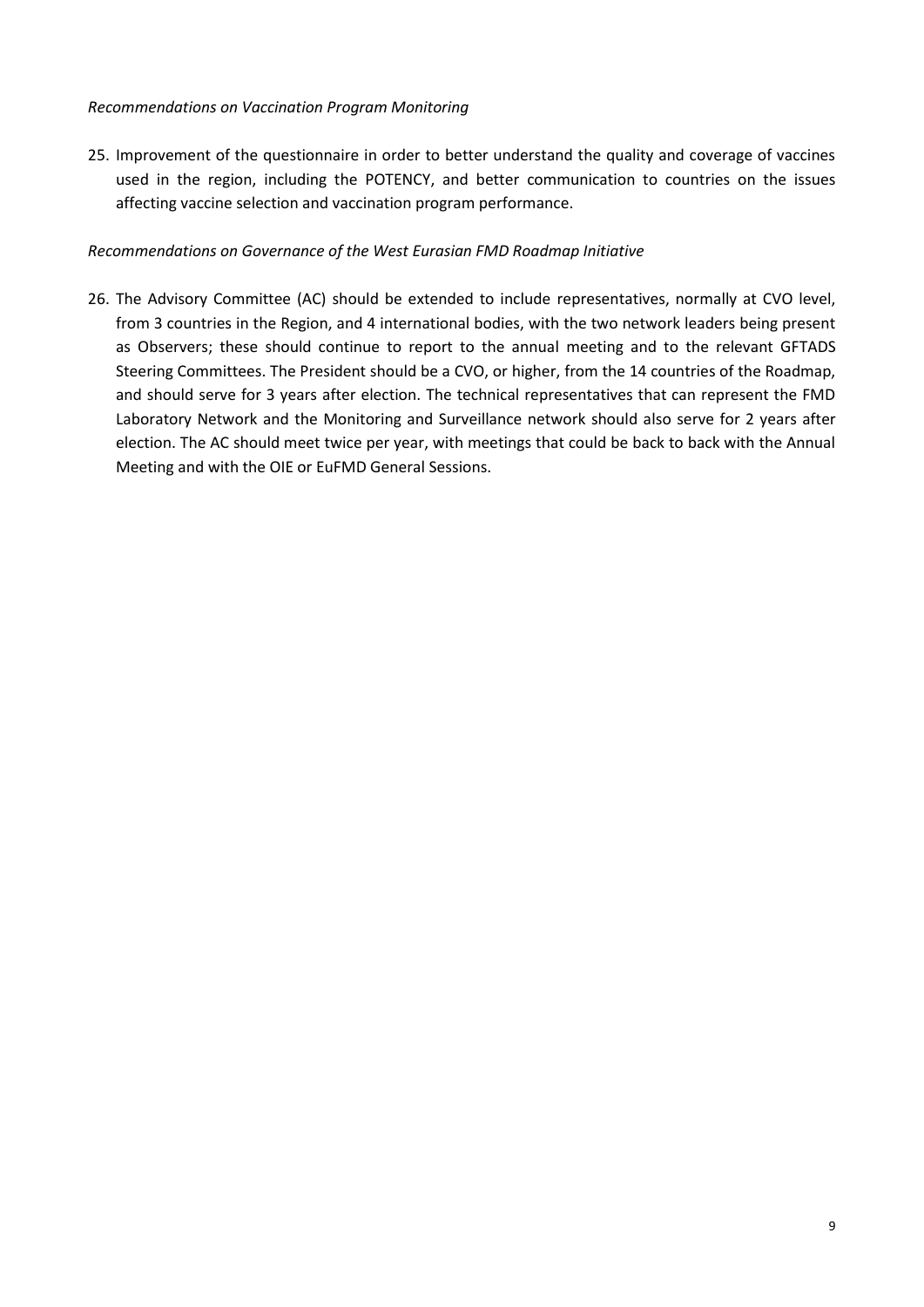*Recommendations on Vaccination Program Monitoring*

25. Improvement of the questionnaire in order to better understand the quality and coverage of vaccines used in the region, including the POTENCY, and better communication to countries on the issues affecting vaccine selection and vaccination program performance.

*Recommendations on Governance of the West Eurasian FMD Roadmap Initiative*

26. The Advisory Committee (AC) should be extended to include representatives, normally at CVO level, from 3 countries in the Region, and 4 international bodies, with the two network leaders being present as Observers; these should continue to report to the annual meeting and to the relevant GFTADS Steering Committees. The President should be a CVO, or higher, from the 14 countries of the Roadmap, and should serve for 3 years after election. The technical representatives that can represent the FMD Laboratory Network and the Monitoring and Surveillance network should also serve for 2 years after election. The AC should meet twice per year, with meetings that could be back to back with the Annual Meeting and with the OIE or EuFMD General Sessions.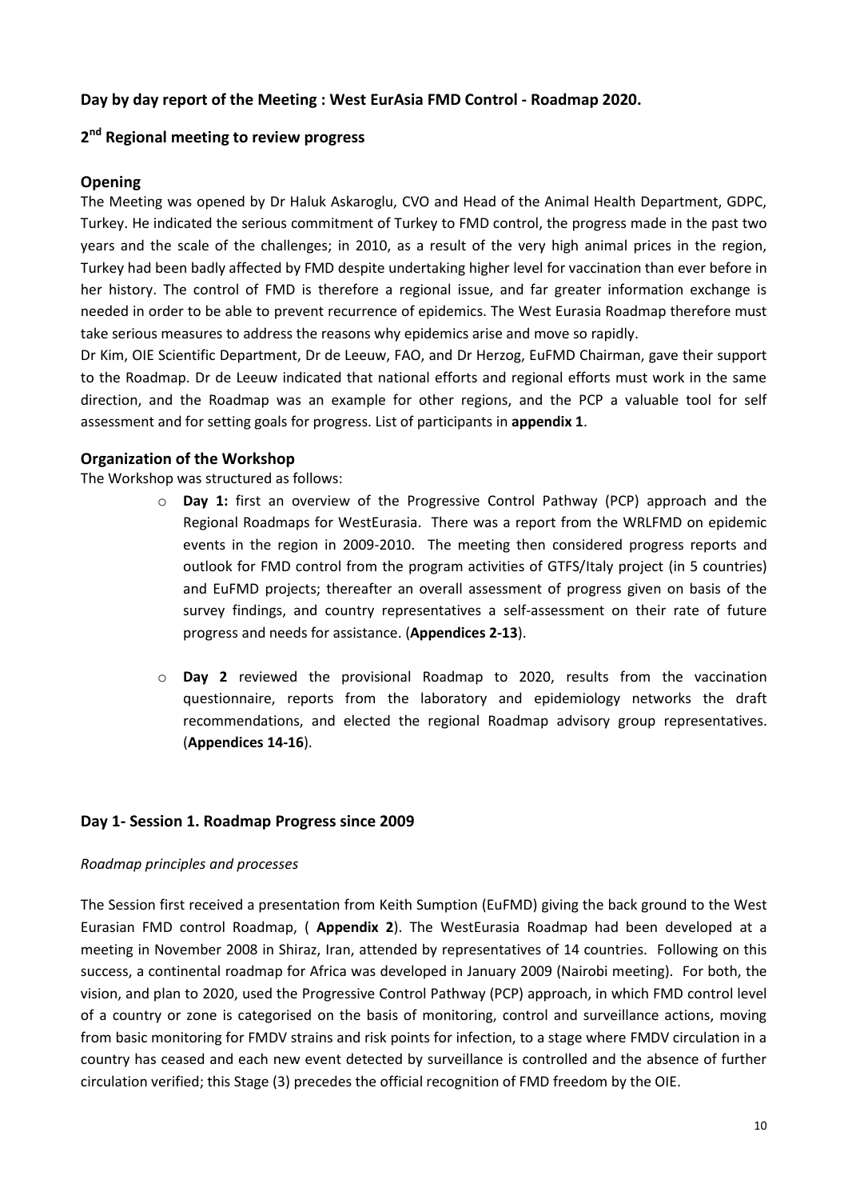### Day by day report of the Meeting : West EurAsia FMD Control - Roadmap 2020.

### 2nd Regional meeting to review progress

### Opening

The Meeting was opened by Dr Haluk Askaroglu, CVO and Head of the Animal Health Department, GDPC, Turkey. He indicated the serious commitment of Turkey to FMD control, the progress made in the past two years and the scale of the challenges; in 2010, as a result of the very high animal prices in the region, Turkey had been badly affected by FMD despite undertaking higher level for vaccination than ever before in her history. The control of FMD is therefore a regional issue, and far greater information exchange is needed in order to be able to prevent recurrence of epidemics. The West Eurasia Roadmap therefore must take serious measures to address the reasons why epidemics arise and move so rapidly.

Dr Kim, OIE Scientific Department, Dr de Leeuw, FAO, and Dr Herzog, EuFMD Chairman, gave their support to the Roadmap. Dr de Leeuw indicated that national efforts and regional efforts must work in the same direction, and the Roadmap was an example for other regions, and the PCP a valuable tool for self assessment and for setting goals for progress. List of participants in **appendix 1**.

### Organization of the Workshop

The Workshop was structured as follows:

- **Day 1:** first an overview of the Progressive Control Pathway (PCP) approach and the Regional Roadmaps for WestEurasia. There was a report from the WRLFMD on epidemic events in the region in 2009-2010. The meeting then considered progress reports and outlook for FMD control from the program activities of GTFS/Italy project (in 5 countries) and EuFMD projects; thereafter an overall assessment of progress given on basis of the survey findings, and country representatives a self-assessment on their rate of future progress and needs for assistance. (**Appendices 2-13**).

- **Day 2** reviewed the provisional Roadmap to 2020, results from the vaccination questionnaire, reports from the laboratory and epidemiology networks the draft recommendations, and elected the regional Roadmap advisory group representatives. (**Appendices 14-16**).

### Day 1- Session 1. Roadmap Progress since 2009

*Roadmap principles and processes*

The Session first received a presentation from Keith Sumption (EuFMD) giving the back ground to the West Eurasian FMD control Roadmap, ( **Appendix 2**). The WestEurasia Roadmap had been developed at a meeting in November 2008 in Shiraz, Iran, attended by representatives of 14 countries. Following on this success, a continental roadmap for Africa was developed in January 2009 (Nairobi meeting). For both, the vision, and plan to 2020, used the Progressive Control Pathway (PCP) approach, in which FMD control level of a country or zone is categorised on the basis of monitoring, control and surveillance actions, moving from basic monitoring for FMDV strains and risk points for infection, to a stage where FMDV circulation in a country has ceased and each new event detected by surveillance is controlled and the absence of further circulation verified; this Stage (3) precedes the official recognition of FMD freedom by the OIE.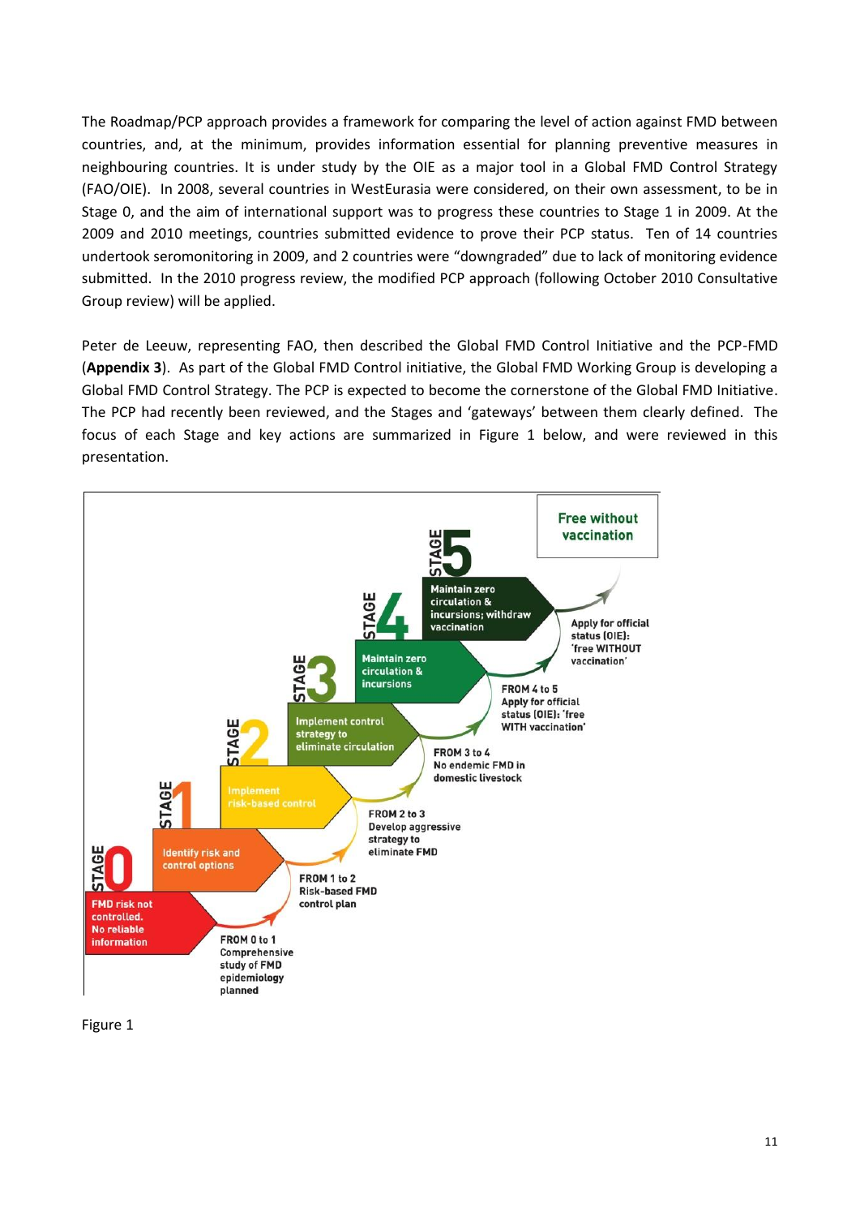The Roadmap/PCP approach provides a framework for comparing the level of action against FMD between countries, and, at the minimum, provides information essential for planning preventive measures in neighbouring countries. It is under study by the OIE as a major tool in a Global FMD Control Strategy (FAO/OIE). In 2008, several countries in WestEurasia were considered, on their own assessment, to be in Stage 0, and the aim of international support was to progress these countries to Stage 1 in 2009. At the 2009 and 2010 meetings, countries submitted evidence to prove their PCP status. Ten of 14 countries undertook seromonitoring in 2009, and 2 countries were "downgraded" due to lack of monitoring evidence submitted. In the 2010 progress review, the modified PCP approach (following October 2010 Consultative Group review) will be applied.

Peter de Leeuw, representing FAO, then described the Global FMD Control Initiative and the PCP-FMD (**Appendix 3**). As part of the Global FMD Control initiative, the Global FMD Working Group is developing a Global FMD Control Strategy. The PCP is expected to become the cornerstone of the Global FMD Initiative. The PCP had recently been reviewed, and the Stages and 'gateways' between them clearly defined. The focus of each Stage and key actions are summarized in Figure 1 below, and were reviewed in this presentation.

- **STAGE 0**: FMD risk not controlled. No reliable information
  - FROM 0 to 1: Comprehensive study of FMD epidemiology planned
- **STAGE 1**: Identify risk and control options
  - FROM 1 to 2: Risk-based FMD control plan
- **STAGE 2**: Implement risk-based control
  - FROM 2 to 3: Develop aggressive strategy to eliminate FMD
- **STAGE 3**: Implement control strategy to eliminate circulation
  - FROM 3 to 4: No endemic FMD in domestic livestock
- **STAGE 4**: Maintain zero circulation & incursions
  - FROM 4 to 5: Apply for official status (OIE): 'free WITH vaccination'
- **STAGE 5**: Maintain zero circulation & incursions; withdraw vaccination
  - Apply for official status (OIE): 'free WITHOUT vaccination'
- **Free without vaccination**

Figure 1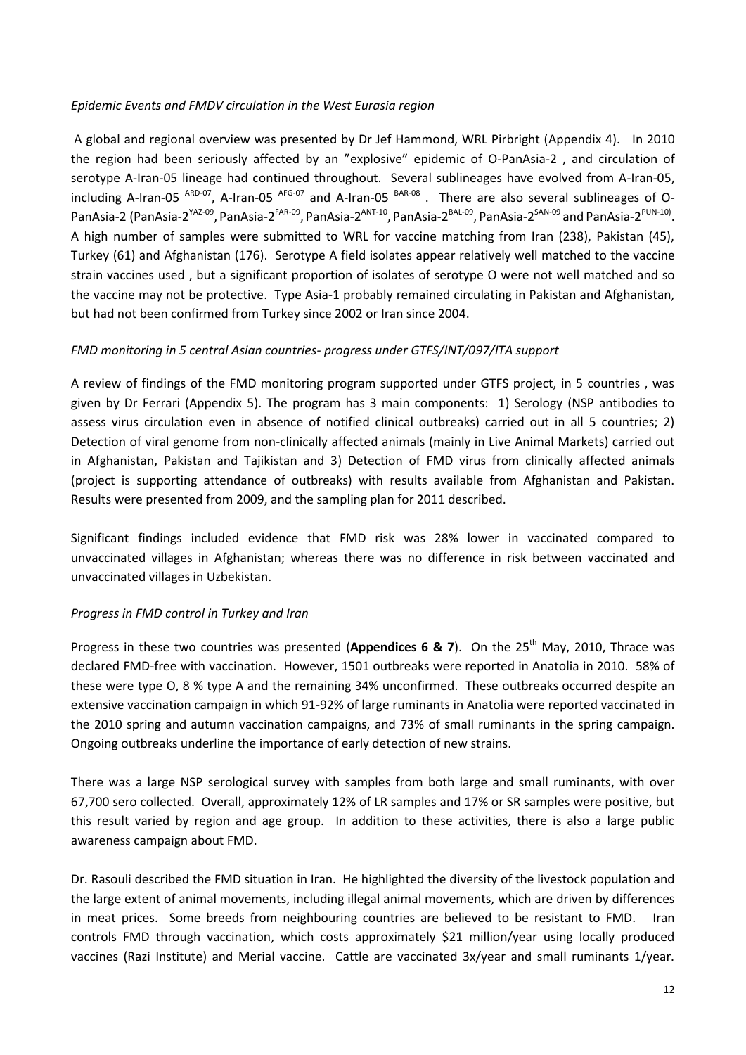*Epidemic Events and FMDV circulation in the West Eurasia region*

A global and regional overview was presented by Dr Jef Hammond, WRL Pirbright (Appendix 4). In 2010 the region had been seriously affected by an "explosive" epidemic of O-PanAsia-2 , and circulation of serotype A-Iran-05 lineage had continued throughout. Several sublineages have evolved from A-Iran-05, including A-Iran-05 $^{ARD-07}$, A-Iran-05 $^{AFG-07}$ and A-Iran-05 $^{BAR-08}$ . There are also several sublineages of O-PanAsia-2 (PanAsia-2$^{YAZ-09}$, PanAsia-2$^{FAR-09}$, PanAsia-2$^{ANT-10}$, PanAsia-2$^{BAL-09}$, PanAsia-2$^{SAN-09}$ and PanAsia-2$^{PUN-10)}$. A high number of samples were submitted to WRL for vaccine matching from Iran (238), Pakistan (45), Turkey (61) and Afghanistan (176). Serotype A field isolates appear relatively well matched to the vaccine strain vaccines used , but a significant proportion of isolates of serotype O were not well matched and so the vaccine may not be protective. Type Asia-1 probably remained circulating in Pakistan and Afghanistan, but had not been confirmed from Turkey since 2002 or Iran since 2004.

*FMD monitoring in 5 central Asian countries- progress under GTFS/INT/097/ITA support*

A review of findings of the FMD monitoring program supported under GTFS project, in 5 countries , was given by Dr Ferrari (Appendix 5). The program has 3 main components: 1) Serology (NSP antibodies to assess virus circulation even in absence of notified clinical outbreaks) carried out in all 5 countries; 2) Detection of viral genome from non-clinically affected animals (mainly in Live Animal Markets) carried out in Afghanistan, Pakistan and Tajikistan and 3) Detection of FMD virus from clinically affected animals (project is supporting attendance of outbreaks) with results available from Afghanistan and Pakistan. Results were presented from 2009, and the sampling plan for 2011 described.

Significant findings included evidence that FMD risk was 28% lower in vaccinated compared to unvaccinated villages in Afghanistan; whereas there was no difference in risk between vaccinated and unvaccinated villages in Uzbekistan.

*Progress in FMD control in Turkey and Iran*

Progress in these two countries was presented (**Appendices 6 & 7**). On the 25$^{th}$ May, 2010, Thrace was declared FMD-free with vaccination. However, 1501 outbreaks were reported in Anatolia in 2010. 58% of these were type O, 8 % type A and the remaining 34% unconfirmed. These outbreaks occurred despite an extensive vaccination campaign in which 91-92% of large ruminants in Anatolia were reported vaccinated in the 2010 spring and autumn vaccination campaigns, and 73% of small ruminants in the spring campaign. Ongoing outbreaks underline the importance of early detection of new strains.

There was a large NSP serological survey with samples from both large and small ruminants, with over 67,700 sero collected. Overall, approximately 12% of LR samples and 17% or SR samples were positive, but this result varied by region and age group. In addition to these activities, there is also a large public awareness campaign about FMD.

Dr. Rasouli described the FMD situation in Iran. He highlighted the diversity of the livestock population and the large extent of animal movements, including illegal animal movements, which are driven by differences in meat prices. Some breeds from neighbouring countries are believed to be resistant to FMD. Iran controls FMD through vaccination, which costs approximately $21 million/year using locally produced vaccines (Razi Institute) and Merial vaccine. Cattle are vaccinated 3x/year and small ruminants 1/year.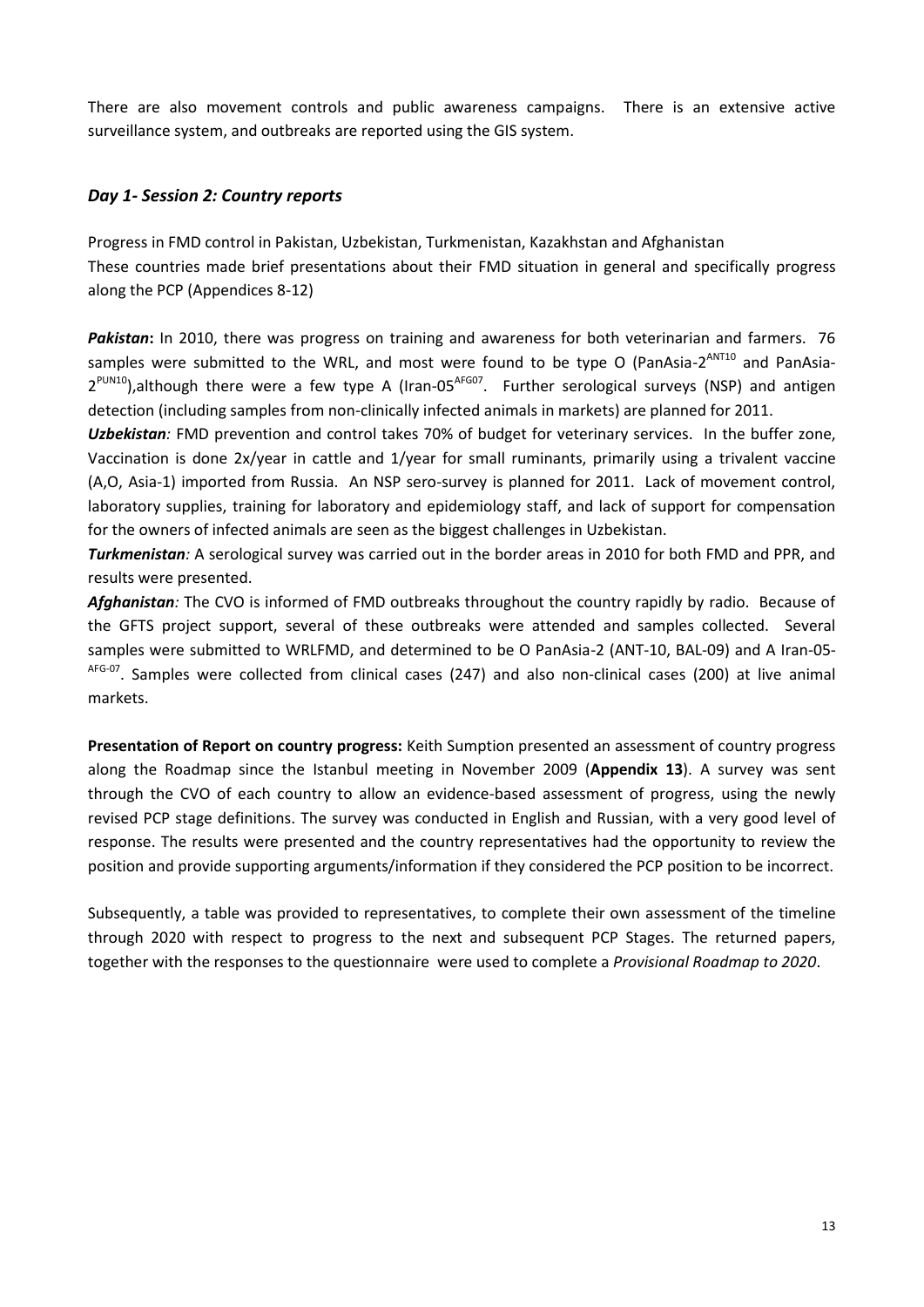There are also movement controls and public awareness campaigns. There is an extensive active surveillance system, and outbreaks are reported using the GIS system.

### *Day 1- Session 2: Country reports*

Progress in FMD control in Pakistan, Uzbekistan, Turkmenistan, Kazakhstan and Afghanistan
These countries made brief presentations about their FMD situation in general and specifically progress along the PCP (Appendices 8-12)

***Pakistan*:** In 2010, there was progress on training and awareness for both veterinarian and farmers. 76 samples were submitted to the WRL, and most were found to be type O (PanAsia-2$^{ANT10}$ and PanAsia-2$^{PUN10}$),although there were a few type A (Iran-05$^{AFG07}$. Further serological surveys (NSP) and antigen detection (including samples from non-clinically infected animals in markets) are planned for 2011.

***Uzbekistan*:** FMD prevention and control takes 70% of budget for veterinary services. In the buffer zone, Vaccination is done 2x/year in cattle and 1/year for small ruminants, primarily using a trivalent vaccine (A,O, Asia-1) imported from Russia. An NSP sero-survey is planned for 2011. Lack of movement control, laboratory supplies, training for laboratory and epidemiology staff, and lack of support for compensation for the owners of infected animals are seen as the biggest challenges in Uzbekistan.

***Turkmenistan*:** A serological survey was carried out in the border areas in 2010 for both FMD and PPR, and results were presented.

***Afghanistan*:** The CVO is informed of FMD outbreaks throughout the country rapidly by radio. Because of the GFTS project support, several of these outbreaks were attended and samples collected. Several samples were submitted to WRLFMD, and determined to be O PanAsia-2 (ANT-10, BAL-09) and A Iran-05-$^{AFG-07}$. Samples were collected from clinical cases (247) and also non-clinical cases (200) at live animal markets.

**Presentation of Report on country progress:** Keith Sumption presented an assessment of country progress along the Roadmap since the Istanbul meeting in November 2009 (**Appendix 13**). A survey was sent through the CVO of each country to allow an evidence-based assessment of progress, using the newly revised PCP stage definitions. The survey was conducted in English and Russian, with a very good level of response. The results were presented and the country representatives had the opportunity to review the position and provide supporting arguments/information if they considered the PCP position to be incorrect.

Subsequently, a table was provided to representatives, to complete their own assessment of the timeline through 2020 with respect to progress to the next and subsequent PCP Stages. The returned papers, together with the responses to the questionnaire were used to complete a *Provisional Roadmap to 2020*.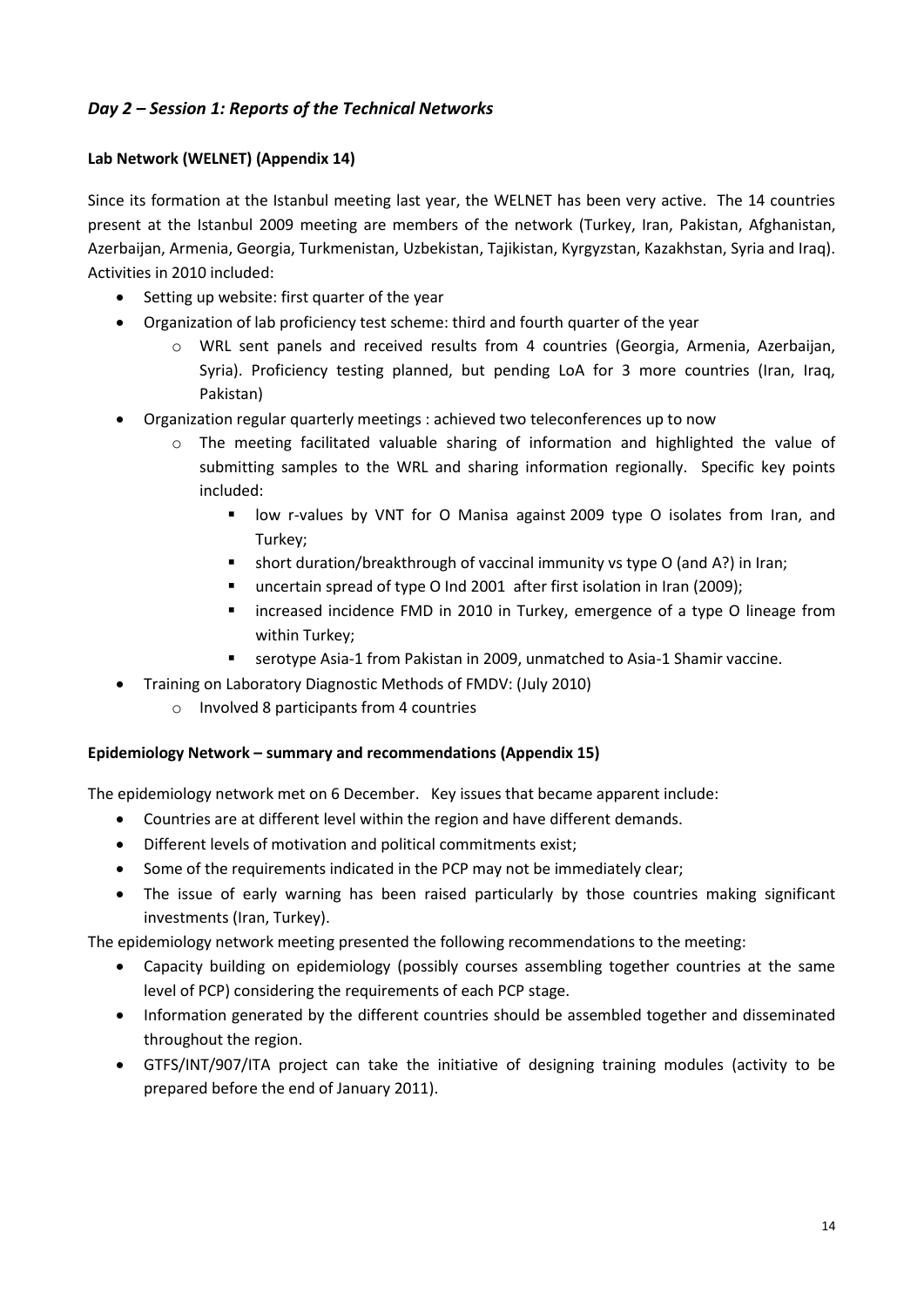## *Day 2 – Session 1: Reports of the Technical Networks*

### Lab Network (WELNET) (Appendix 14)

Since its formation at the Istanbul meeting last year, the WELNET has been very active. The 14 countries present at the Istanbul 2009 meeting are members of the network (Turkey, Iran, Pakistan, Afghanistan, Azerbaijan, Armenia, Georgia, Turkmenistan, Uzbekistan, Tajikistan, Kyrgyzstan, Kazakhstan, Syria and Iraq). Activities in 2010 included:

- Setting up website: first quarter of the year
- Organization of lab proficiency test scheme: third and fourth quarter of the year
  - WRL sent panels and received results from 4 countries (Georgia, Armenia, Azerbaijan, Syria). Proficiency testing planned, but pending LoA for 3 more countries (Iran, Iraq, Pakistan)
- Organization regular quarterly meetings : achieved two teleconferences up to now
  - The meeting facilitated valuable sharing of information and highlighted the value of submitting samples to the WRL and sharing information regionally. Specific key points included:
    - low r-values by VNT for O Manisa against 2009 type O isolates from Iran, and Turkey;
    - short duration/breakthrough of vaccinal immunity vs type O (and A?) in Iran;
    - uncertain spread of type O Ind 2001 after first isolation in Iran (2009);
    - increased incidence FMD in 2010 in Turkey, emergence of a type O lineage from within Turkey;
    - serotype Asia-1 from Pakistan in 2009, unmatched to Asia-1 Shamir vaccine.
- Training on Laboratory Diagnostic Methods of FMDV: (July 2010)
  - Involved 8 participants from 4 countries

### Epidemiology Network – summary and recommendations (Appendix 15)

The epidemiology network met on 6 December. Key issues that became apparent include:

- Countries are at different level within the region and have different demands.
- Different levels of motivation and political commitments exist;
- Some of the requirements indicated in the PCP may not be immediately clear;
- The issue of early warning has been raised particularly by those countries making significant investments (Iran, Turkey).

The epidemiology network meeting presented the following recommendations to the meeting:

- Capacity building on epidemiology (possibly courses assembling together countries at the same level of PCP) considering the requirements of each PCP stage.
- Information generated by the different countries should be assembled together and disseminated throughout the region.
- GTFS/INT/907/ITA project can take the initiative of designing training modules (activity to be prepared before the end of January 2011).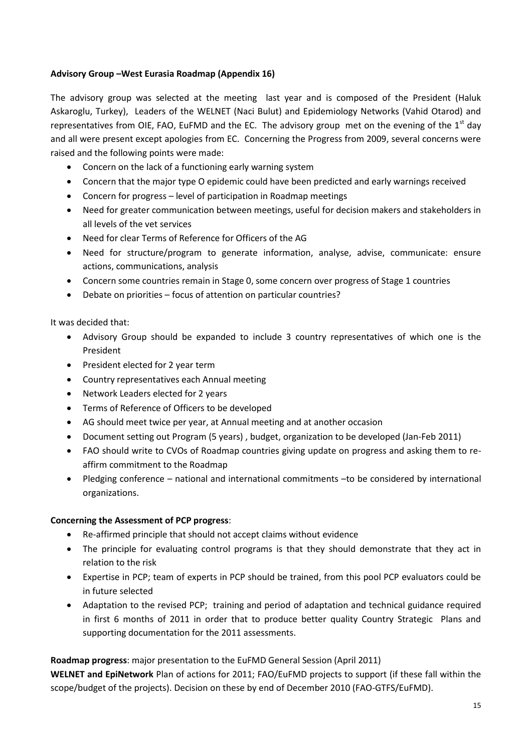**Advisory Group –West Eurasia Roadmap (Appendix 16)**

The advisory group was selected at the meeting last year and is composed of the President (Haluk Askaroglu, Turkey), Leaders of the WELNET (Naci Bulut) and Epidemiology Networks (Vahid Otarod) and representatives from OIE, FAO, EuFMD and the EC. The advisory group met on the evening of the 1st day and all were present except apologies from EC. Concerning the Progress from 2009, several concerns were raised and the following points were made:

- Concern on the lack of a functioning early warning system
- Concern that the major type O epidemic could have been predicted and early warnings received
- Concern for progress – level of participation in Roadmap meetings
- Need for greater communication between meetings, useful for decision makers and stakeholders in all levels of the vet services
- Need for clear Terms of Reference for Officers of the AG
- Need for structure/program to generate information, analyse, advise, communicate: ensure actions, communications, analysis
- Concern some countries remain in Stage 0, some concern over progress of Stage 1 countries
- Debate on priorities – focus of attention on particular countries?

It was decided that:

- Advisory Group should be expanded to include 3 country representatives of which one is the President
- President elected for 2 year term
- Country representatives each Annual meeting
- Network Leaders elected for 2 years
- Terms of Reference of Officers to be developed
- AG should meet twice per year, at Annual meeting and at another occasion
- Document setting out Program (5 years) , budget, organization to be developed (Jan-Feb 2011)
- FAO should write to CVOs of Roadmap countries giving update on progress and asking them to re-affirm commitment to the Roadmap
- Pledging conference – national and international commitments –to be considered by international organizations.

**Concerning the Assessment of PCP progress**:

- Re-affirmed principle that should not accept claims without evidence
- The principle for evaluating control programs is that they should demonstrate that they act in relation to the risk
- Expertise in PCP; team of experts in PCP should be trained, from this pool PCP evaluators could be in future selected
- Adaptation to the revised PCP; training and period of adaptation and technical guidance required in first 6 months of 2011 in order that to produce better quality Country Strategic Plans and supporting documentation for the 2011 assessments.

**Roadmap progress**: major presentation to the EuFMD General Session (April 2011)

**WELNET and EpiNetwork** Plan of actions for 2011; FAO/EuFMD projects to support (if these fall within the scope/budget of the projects). Decision on these by end of December 2010 (FAO-GTFS/EuFMD).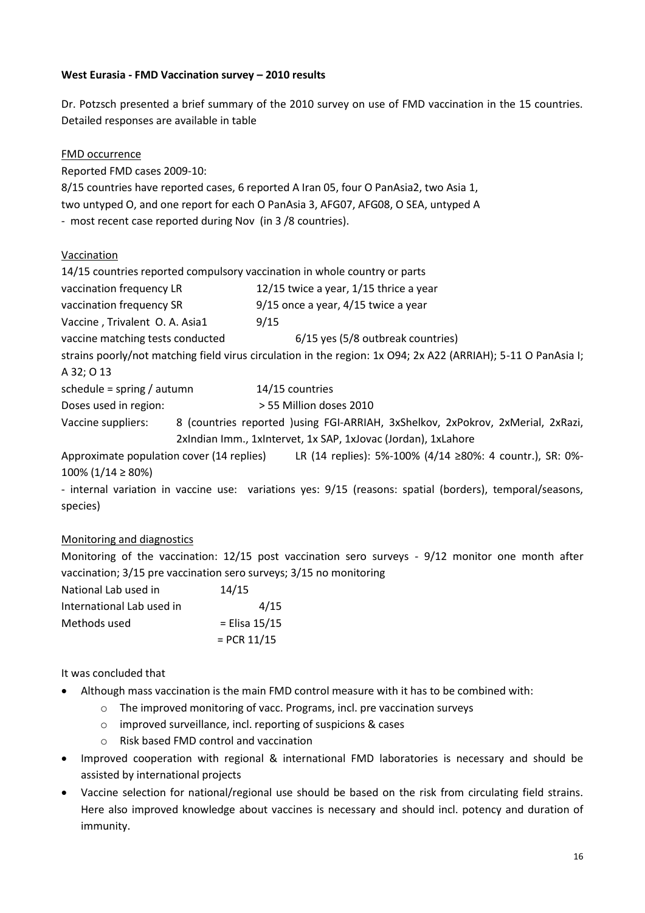**West Eurasia - FMD Vaccination survey – 2010 results**

Dr. Potzsch presented a brief summary of the 2010 survey on use of FMD vaccination in the 15 countries. Detailed responses are available in table

FMD occurrence

Reported FMD cases 2009-10:

8/15 countries have reported cases, 6 reported A Iran 05, four O PanAsia2, two Asia 1, two untyped O, and one report for each O PanAsia 3, AFG07, AFG08, O SEA, untyped A
- most recent case reported during Nov (in 3 /8 countries).

Vaccination

14/15 countries reported compulsory vaccination in whole country or parts

vaccination frequency LR 12/15 twice a year, 1/15 thrice a year

vaccination frequency SR 9/15 once a year, 4/15 twice a year

Vaccine , Trivalent O. A. Asia1 9/15

vaccine matching tests conducted 6/15 yes (5/8 outbreak countries)

strains poorly/not matching field virus circulation in the region: 1x O94; 2x A22 (ARRIAH); 5-11 O PanAsia I; A 32; O 13

schedule = spring / autumn 14/15 countries

Doses used in region: > 55 Million doses 2010

Vaccine suppliers: 8 (countries reported )using FGI-ARRIAH, 3xShelkov, 2xPokrov, 2xMerial, 2xRazi, 2xIndian Imm., 1xIntervet, 1x SAP, 1xJovac (Jordan), 1xLahore

Approximate population cover (14 replies) LR (14 replies): 5%-100% (4/14 ≥80%: 4 countr.), SR: 0%-100% (1/14 ≥ 80%)

- internal variation in vaccine use: variations yes: 9/15 (reasons: spatial (borders), temporal/seasons, species)

Monitoring and diagnostics

Monitoring of the vaccination: 12/15 post vaccination sero surveys - 9/12 monitor one month after vaccination; 3/15 pre vaccination sero surveys; 3/15 no monitoring

National Lab used in 14/15

International Lab used in 4/15

Methods used = Elisa 15/15
= PCR 11/15

It was concluded that

- Although mass vaccination is the main FMD control measure with it has to be combined with:
  - The improved monitoring of vacc. Programs, incl. pre vaccination surveys
  - improved surveillance, incl. reporting of suspicions & cases
  - Risk based FMD control and vaccination
- Improved cooperation with regional & international FMD laboratories is necessary and should be assisted by international projects
- Vaccine selection for national/regional use should be based on the risk from circulating field strains. Here also improved knowledge about vaccines is necessary and should incl. potency and duration of immunity.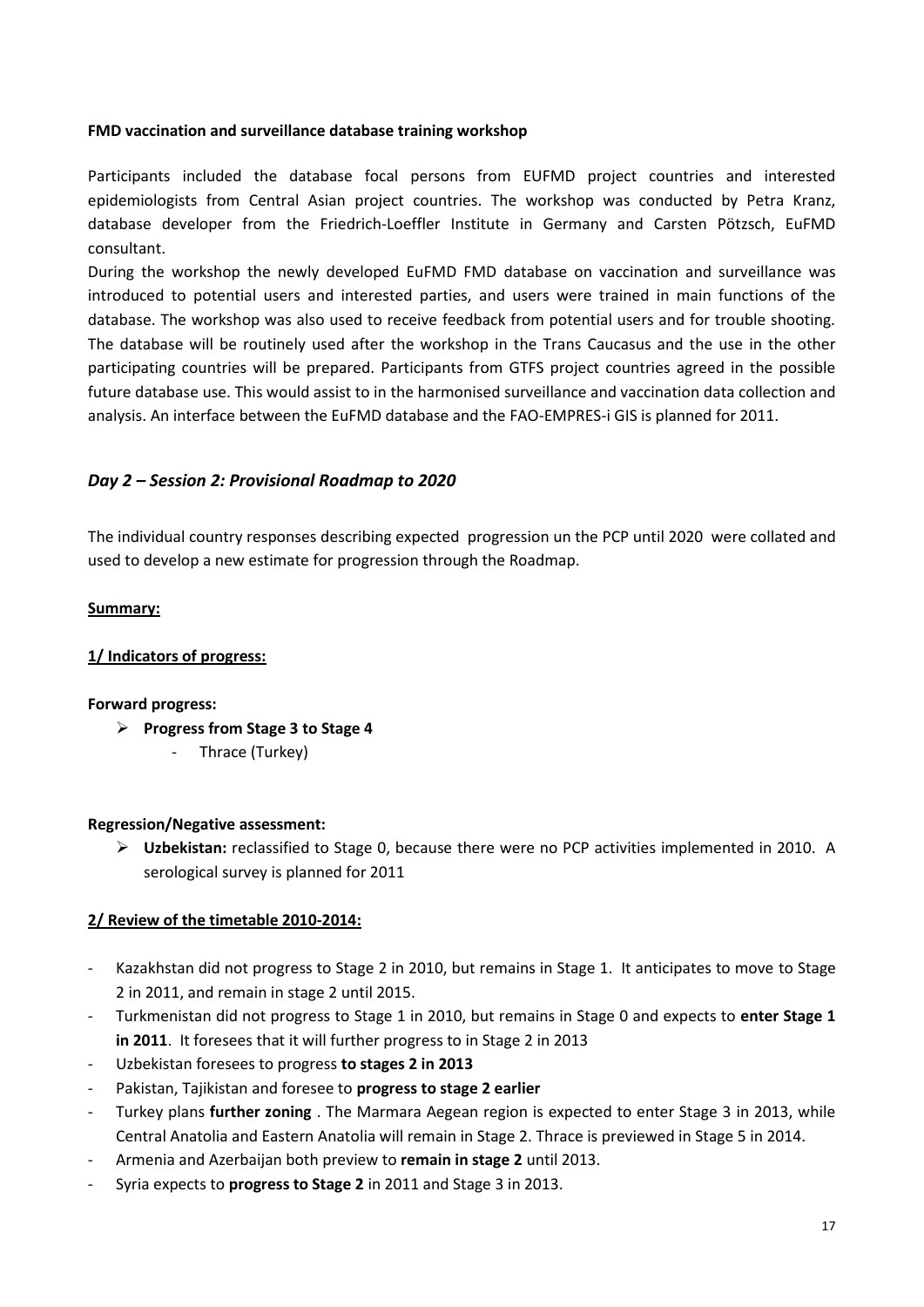**FMD vaccination and surveillance database training workshop**

Participants included the database focal persons from EUFMD project countries and interested epidemiologists from Central Asian project countries. The workshop was conducted by Petra Kranz, database developer from the Friedrich-Loeffler Institute in Germany and Carsten Pötzsch, EuFMD consultant.

During the workshop the newly developed EuFMD FMD database on vaccination and surveillance was introduced to potential users and interested parties, and users were trained in main functions of the database. The workshop was also used to receive feedback from potential users and for trouble shooting. The database will be routinely used after the workshop in the Trans Caucasus and the use in the other participating countries will be prepared. Participants from GTFS project countries agreed in the possible future database use. This would assist to in the harmonised surveillance and vaccination data collection and analysis. An interface between the EuFMD database and the FAO-EMPRES-i GIS is planned for 2011.

## *Day 2 – Session 2: Provisional Roadmap to 2020*

The individual country responses describing expected progression un the PCP until 2020 were collated and used to develop a new estimate for progression through the Roadmap.

**Summary:**

**1/ Indicators of progress:**

**Forward progress:**

- **Progress from Stage 3 to Stage 4**
  - Thrace (Turkey)

**Regression/Negative assessment:**

- **Uzbekistan:** reclassified to Stage 0, because there were no PCP activities implemented in 2010. A serological survey is planned for 2011

**2/ Review of the timetable 2010-2014:**

- Kazakhstan did not progress to Stage 2 in 2010, but remains in Stage 1. It anticipates to move to Stage 2 in 2011, and remain in stage 2 until 2015.
- Turkmenistan did not progress to Stage 1 in 2010, but remains in Stage 0 and expects to **enter Stage 1 in 2011**. It foresees that it will further progress to in Stage 2 in 2013
- Uzbekistan foresees to progress **to stages 2 in 2013**
- Pakistan, Tajikistan and foresee to **progress to stage 2 earlier**
- Turkey plans **further zoning** . The Marmara Aegean region is expected to enter Stage 3 in 2013, while Central Anatolia and Eastern Anatolia will remain in Stage 2. Thrace is previewed in Stage 5 in 2014.
- Armenia and Azerbaijan both preview to **remain in stage 2** until 2013.
- Syria expects to **progress to Stage 2** in 2011 and Stage 3 in 2013.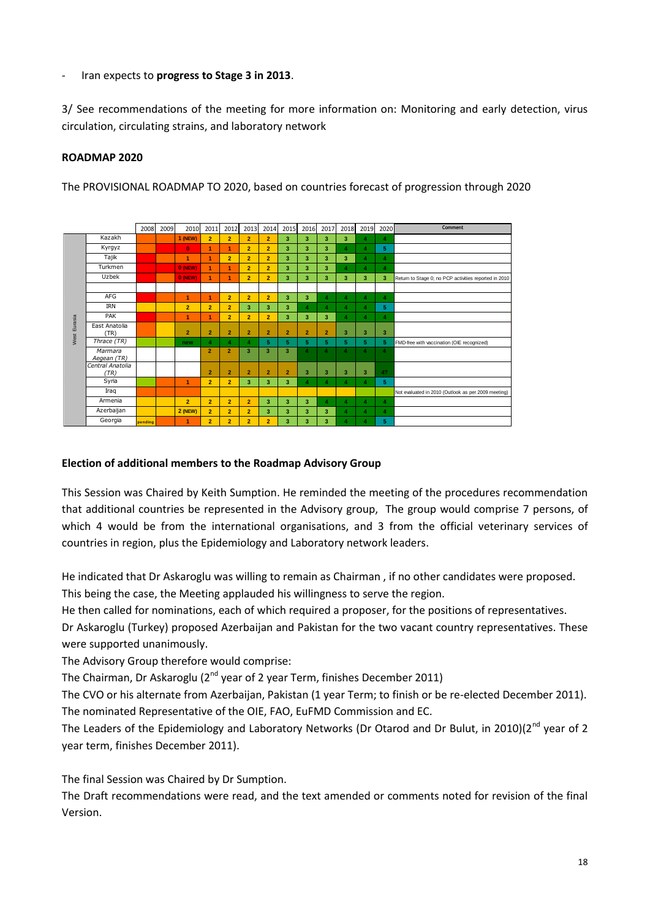- Iran expects to **progress to Stage 3 in 2013**.

3/ See recommendations of the meeting for more information on: Monitoring and early detection, virus circulation, circulating strains, and laboratory network

**ROADMAP 2020**

The PROVISIONAL ROADMAP TO 2020, based on countries forecast of progression through 2020

| | | 2008 | 2009 | 2010 | 2011 | 2012 | 2013 | 2014 | 2015 | 2016 | 2017 | 2018 | 2019 | 2020 | Comment |
|---|---|---|---|---|---|---|---|---|---|---|---|---|---|---|---|
| West Eurasia | Kazakh | | | 1 (NEW) | 2 | 2 | 2 | 2 | 3 | 3 | 3 | 3 | 4 | 4 | |
| | Kyrgyz | | | 0 | 1 | 1 | 2 | 2 | 3 | 3 | 3 | 4 | 4 | 5 | |
| | Tajik | | | 1 | 1 | 2 | 2 | 2 | 3 | 3 | 3 | 3 | 4 | 4 | |
| | Turkmen | | | 0 (NEW) | 1 | 1 | 2 | 2 | 3 | 3 | 3 | 4 | 4 | 4 | |
| | Uzbek | | | 0 (NEW) | 1 | 1 | 2 | 2 | 3 | 3 | 3 | 3 | 3 | 3 | Return to Stage 0; no PCP activities reported in 2010 |
| | | | | | | | | | | | | | | | |
| | AFG | | | 1 | 1 | 2 | 2 | 2 | 3 | 3 | 4 | 4 | 4 | 4 | |
| | IRN | | | 2 | 2 | 2 | 3 | 3 | 3 | 4 | 4 | 4 | 4 | 5 | |
| | PAK | | | 1 | 1 | 2 | 2 | 2 | 3 | 3 | 3 | 4 | 4 | 4 | |
| | East Anatolia (TR) | | | 2 | 2 | 2 | 2 | 2 | 2 | 2 | 2 | 3 | 3 | 3 | |
| | *Thrace (TR)* | | | new | 4 | 4 | 4 | 5 | 5 | 5 | 5 | 5 | 5 | 5 | FMD-free with vaccination (OIE recognized) |
| | *Marmara Aegean (TR)* | | | | 2 | 2 | 3 | 3 | 3 | 4 | 4 | 4 | 4 | 4 | |
| | *Central Anatolia (TR)* | | | | 2 | 2 | 2 | 2 | 2 | 3 | 3 | 3 | 3 | 4? | |
| | Syria | | | 1 | 2 | 2 | 3 | 3 | 3 | 4 | 4 | 4 | 4 | 5 | |
| | Iraq | | | | | | | | | | | | | | Not evaluated in 2010 (Outlook as per 2009 meeting) |
| | Armenia | | | 2 | 2 | 2 | 2 | 3 | 3 | 3 | 4 | 4 | 4 | 4 | |
| | Azerbaijan | | | 2 (NEW) | 2 | 2 | 2 | 3 | 3 | 3 | 3 | 4 | 4 | 4 | |
| | Georgia | pending | | 1 | 2 | 2 | 2 | 2 | 3 | 3 | 3 | 4 | 4 | 5 | |

**Election of additional members to the Roadmap Advisory Group**

This Session was Chaired by Keith Sumption. He reminded the meeting of the procedures recommendation that additional countries be represented in the Advisory group, The group would comprise 7 persons, of which 4 would be from the international organisations, and 3 from the official veterinary services of countries in region, plus the Epidemiology and Laboratory network leaders.

He indicated that Dr Askaroglu was willing to remain as Chairman , if no other candidates were proposed. This being the case, the Meeting applauded his willingness to serve the region.

He then called for nominations, each of which required a proposer, for the positions of representatives.

Dr Askaroglu (Turkey) proposed Azerbaijan and Pakistan for the two vacant country representatives. These were supported unanimously.

The Advisory Group therefore would comprise:

The Chairman, Dr Askaroglu (2nd year of 2 year Term, finishes December 2011)

The CVO or his alternate from Azerbaijan, Pakistan (1 year Term; to finish or be re-elected December 2011).

The nominated Representative of the OIE, FAO, EuFMD Commission and EC.

The Leaders of the Epidemiology and Laboratory Networks (Dr Otarod and Dr Bulut, in 2010)(2nd year of 2 year term, finishes December 2011).

The final Session was Chaired by Dr Sumption.

The Draft recommendations were read, and the text amended or comments noted for revision of the final Version.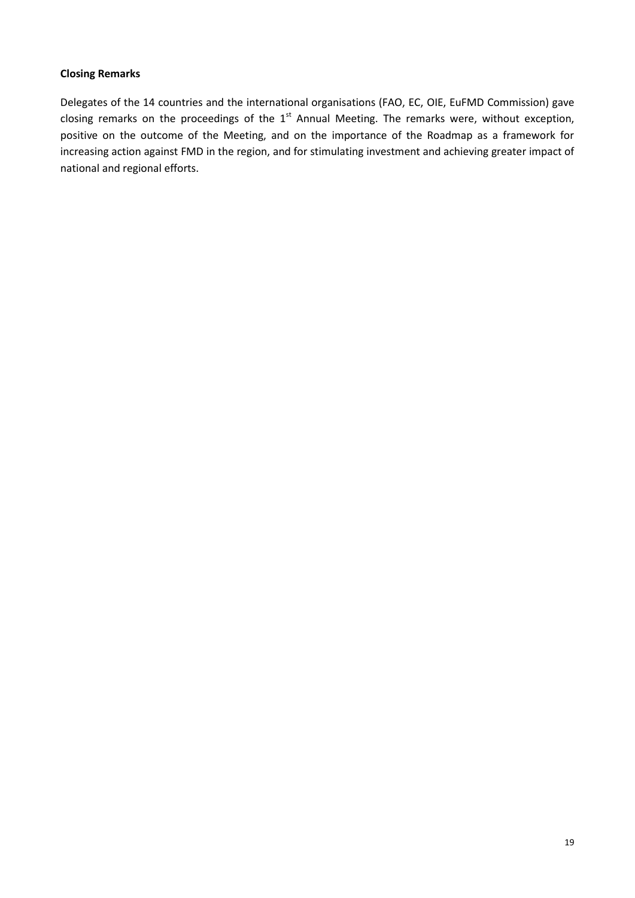**Closing Remarks**

Delegates of the 14 countries and the international organisations (FAO, EC, OIE, EuFMD Commission) gave closing remarks on the proceedings of the 1st Annual Meeting. The remarks were, without exception, positive on the outcome of the Meeting, and on the importance of the Roadmap as a framework for increasing action against FMD in the region, and for stimulating investment and achieving greater impact of national and regional efforts.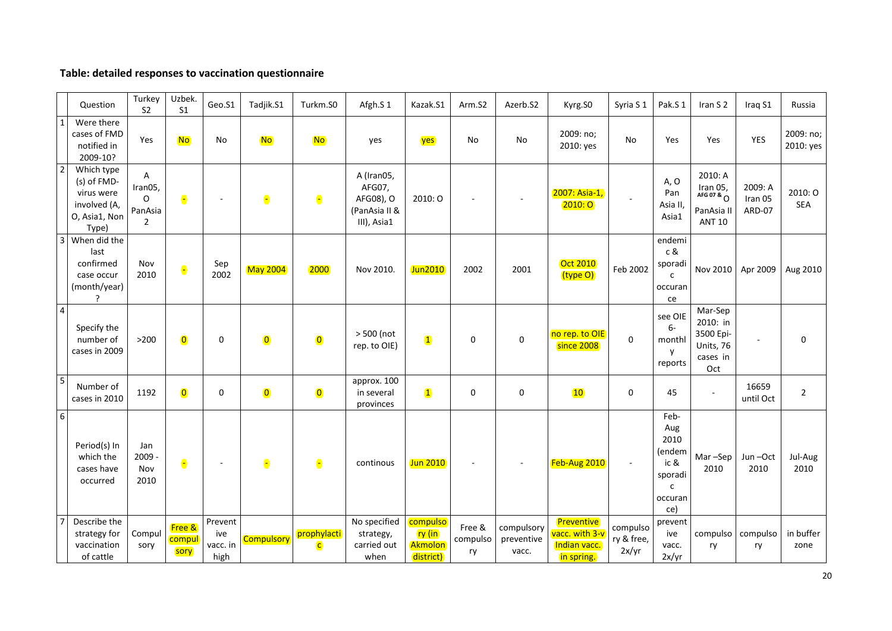**Table: detailed responses to vaccination questionnaire**

| | Question | Turkey S2 | Uzbek. S1 | Geo.S1 | Tadjik.S1 | Turkm.S0 | Afgh.S 1 | Kazak.S1 | Arm.S2 | Azerb.S2 | Kyrg.S0 | Syria S 1 | Pak.S 1 | Iran S 2 | Iraq S1 | Russia |
|---|---|---|---|---|---|---|---|---|---|---|---|---|---|---|---|---|
| 1 | Were there cases of FMD notified in 2009-10? | Yes | No | No | No | No | yes | yes | No | No | 2009: no; 2010: yes | No | Yes | Yes | YES | 2009: no; 2010: yes |
| 2 | Which type (s) of FMD-virus were involved (A, O, Asia1, Non Type) | A Iran05, O PanAsia 2 | - | - | - | - | A (Iran05, AFG07, AFG08), O (PanAsia II & III), Asia1 | 2010: O | - | - | 2007: Asia-1, 2010: O | - | A, O Pan Asia II, Asia1 | 2010: A Iran 05, AFG 07 & O PanAsia II ANT 10 | 2009: A Iran 05 ARD-07 | 2010: O SEA |
| 3 | When did the last confirmed case occur (month/year) ? | Nov 2010 | - | Sep 2002 | May 2004 | 2000 | Nov 2010. | Jun2010 | 2002 | 2001 | Oct 2010 (type O) | Feb 2002 | endemic & sporadic occurance | Nov 2010 | Apr 2009 | Aug 2010 |
| 4 | Specify the number of cases in 2009 | >200 | 0 | 0 | 0 | 0 | > 500 (not rep. to OIE) | 1 | 0 | 0 | no rep. to OIE since 2008 | 0 | see OIE 6-monthly reports | Mar-Sep 2010: in 3500 Epi-Units, 76 cases in Oct | - | 0 |
| 5 | Number of cases in 2010 | 1192 | 0 | 0 | 0 | 0 | approx. 100 in several provinces | 1 | 0 | 0 | 10 | 0 | 45 | - | 16659 until Oct | 2 |
| 6 | Period(s) In which the cases have occurred | Jan 2009 - Nov 2010 | - | - | - | - | continous | Jun 2010 | - | - | Feb-Aug 2010 | - | Feb-Aug 2010 (endemic & sporadic occurance) | Mar –Sep 2010 | Jun –Oct 2010 | Jul-Aug 2010 |
| 7 | Describe the strategy for vaccination of cattle | Compulsory | Free & compulsory | Preventive vacc. in high | Compulsory | prophylactic | No specified strategy, carried out when | compulsory (in Akmolon district) | Free & compulsory | compulsory preventive vacc. | Preventive vacc. with 3-v Indian vacc. in spring. | compulsory & free, 2x/yr | preventive vacc. 2x/yr | compulsory | compulsory | in buffer zone |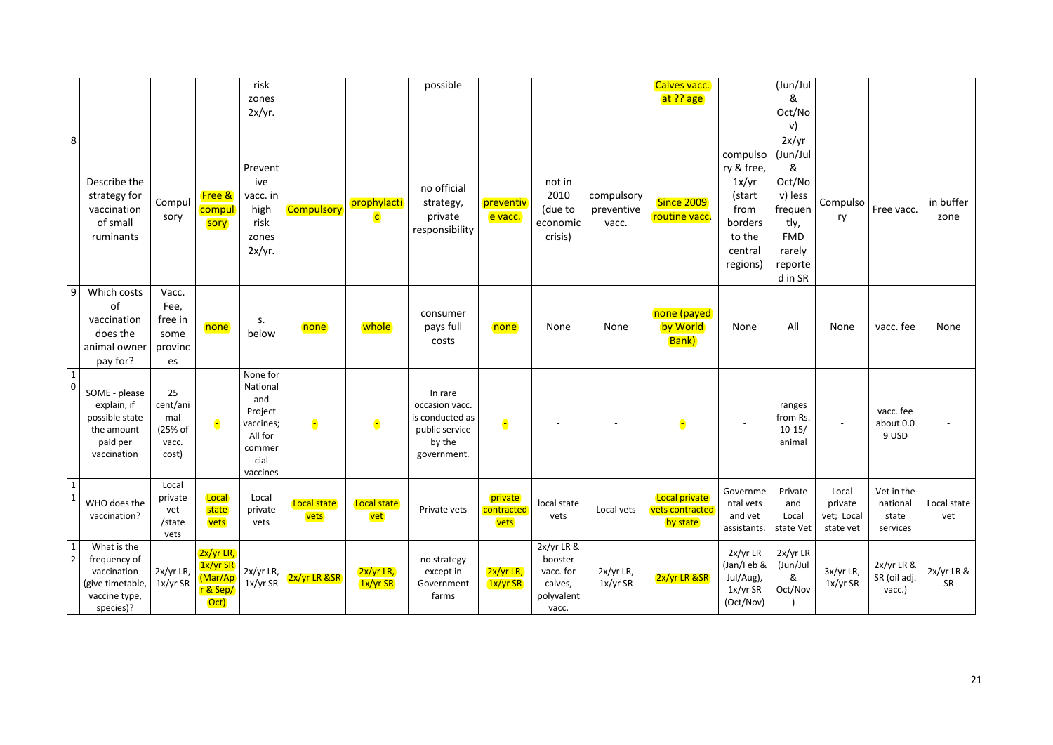| | | | | | | | | | | | | | | | | |
|---|---|---|---|---|---|---|---|---|---|---|---|---|---|---|---|---|
| | | | | risk zones 2x/yr. | | | possible | | | | Calves vacc. at ?? age | | (Jun/Jul & Oct/Nov) | | | |
| 8 | Describe the strategy for vaccination of small ruminants | Compulsory | Free & compulsory | Preventive vacc. in high risk zones 2x/yr. | Compulsory | prophylactic | no official strategy, private responsibility | preventive vacc. | not in 2010 (due to economic crisis) | compulsory preventive vacc. | Since 2009 routine vacc. | compulsory & free, 1x/yr (start from borders to the central regions) | 2x/yr (Jun/Jul & Oct/Nov) less frequently, FMD rarely reported in SR | Compulsory | Free vacc. | in buffer zone |
| 9 | Which costs of vaccination does the animal owner pay for? | Vacc. Fee, free in some provinces | none | s. below | none | whole | consumer pays full costs | none | None | None | none (payed by World Bank) | None | All | None | vacc. fee | None |
| 10 | SOME - please explain, if possible state the amount paid per vaccination | 25 cent/animal (25% of vacc. cost) | - | None for National and Project vaccines; All for commercial vaccines | - | - | In rare occasion vacc. is conducted as public service by the government. | - | - | - | - | - | ranges from Rs. 10-15/ animal | - | vacc. fee about 0.09 USD | - |
| 11 | WHO does the vaccination? | Local private vet /state vets | Local state vets | Local private vets | Local state vets | Local state vet | Private vets | private contracted vets | local state vets | Local vets | Local private vets contracted by state | Governmental vets and vet assistants. | Private and Local state Vet | Local private vet; Local state vet | Vet in the national state services | Local state vet |
| 12 | What is the frequency of vaccination (give timetable, vaccine type, species)? | 2x/yr LR, 1x/yr SR | 2x/yr LR, 1x/yr SR (Mar/Apr & Sep/Oct) | 2x/yr LR, 1x/yr SR | 2x/yr LR &SR | 2x/yr LR, 1x/yr SR | no strategy except in Government farms | 2x/yr LR, 1x/yr SR | 2x/yr LR & booster vacc. for calves, polyvalent vacc. | 2x/yr LR, 1x/yr SR | 2x/yr LR &SR | 2x/yr LR (Jan/Feb & Jul/Aug), 1x/yr SR (Oct/Nov) | 2x/yr LR (Jun/Jul & Oct/Nov) | 3x/yr LR, 1x/yr SR | 2x/yr LR & SR (oil adj. vacc.) | 2x/yr LR & SR |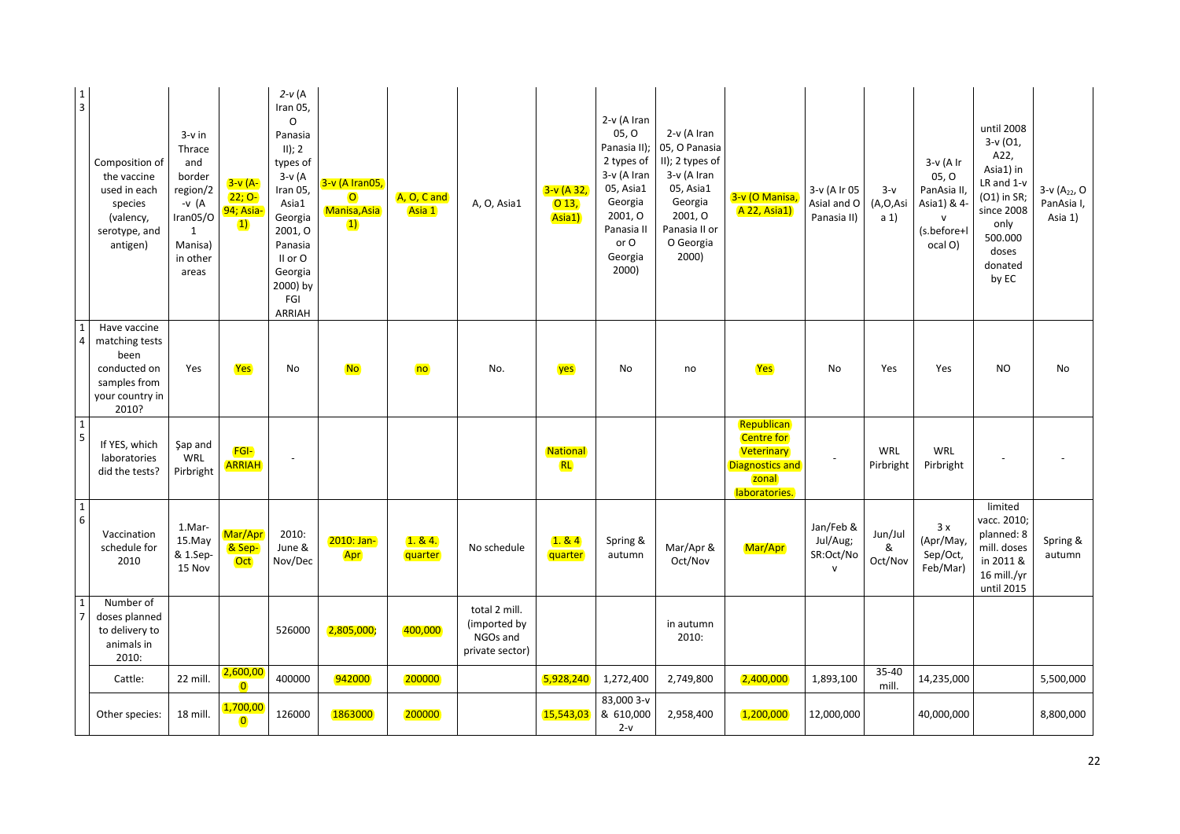| 13 | Composition of the vaccine used in each species (valency, serotype, and antigen) | 3-v in Thrace and border region/2-v (A Iran05/O 1 Manisa) in other areas | 3-v (A-22; O-94; Asia-1) | *2-v* (A Iran 05, O Panasia II); 2 types of 3-v (A Iran 05, Asia1 Georgia 2001, O Panasia II or O Georgia 2000) by FGI ARRIAH | 3-v (A Iran05, O Manisa,Asia 1) | A, O, C and Asia 1 | A, O, Asia1 | 3-v (A 32, O 13, Asia1) | 2-v (A Iran 05, O Panasia II); 2 types of 3-v (A Iran 05, Asia1 Georgia 2001, O Panasia II or O Georgia 2000) | 2-v (A Iran 05, O Panasia II); 2 types of 3-v (A Iran 05, Asia1 Georgia 2001, O Panasia II or O Georgia 2000) | 3-v (O Manisa, A 22, Asia1) | 3-v (A Ir 05 Asial and O Panasia II) | 3-v (A,O,Asia 1) | 3-v (A Ir 05, O PanAsia II, Asia1) & 4-v (s.before+local O) | until 2008 3-v (O1, A22, Asia1) in LR and 1-v (O1) in SR; since 2008 only 500.000 doses donated by EC | 3-v ($A_{22}$, O PanAsia I, Asia 1) |
|---|---|---|---|---|---|---|---|---|---|---|---|---|---|---|---|---|
| 14 | Have vaccine matching tests been conducted on samples from your country in 2010? | Yes | Yes | No | No | no | No. | yes | No | no | Yes | No | Yes | Yes | NO | No |
| 15 | If YES, which laboratories did the tests? | Şap and WRL Pirbright | FGI-ARRIAH | - | | | | National RL | | | Republican Centre for Veterinary Diagnostics and zonal laboratories. | - | WRL Pirbright | WRL Pirbright | - | - |
| 16 | Vaccination schedule for 2010 | 1.Mar-15.May & 1.Sep-15 Nov | Mar/Apr & Sep-Oct | 2010: June & Nov/Dec | 2010: Jan-Apr | 1. & 4. quarter | No schedule | 1. & 4 quarter | Spring & autumn | Mar/Apr & Oct/Nov | Mar/Apr | Jan/Feb & Jul/Aug; SR:Oct/Nov | Jun/Jul & Oct/Nov | 3 x (Apr/May, Sep/Oct, Feb/Mar) | limited vacc. 2010; planned: 8 mill. doses in 2011 & 16 mill./yr until 2015 | Spring & autumn |
| 17 | Number of doses planned to delivery to animals in 2010: | | | 526000 | 2,805,000; | 400,000 | total 2 mill. (imported by NGOs and private sector) | | | in autumn 2010: | | | | | | |
| | Cattle: | 22 mill. | 2,600,000 | 400000 | 942000 | 200000 | | 5,928,240 | 1,272,400 | 2,749,800 | 2,400,000 | 1,893,100 | 35-40 mill. | 14,235,000 | | 5,500,000 |
| | Other species: | 18 mill. | 1,700,000 | 126000 | 1863000 | 200000 | | 15,543,03 | 83,000 3-v & 610,000 2-v | 2,958,400 | 1,200,000 | 12,000,000 | | 40,000,000 | | 8,800,000 |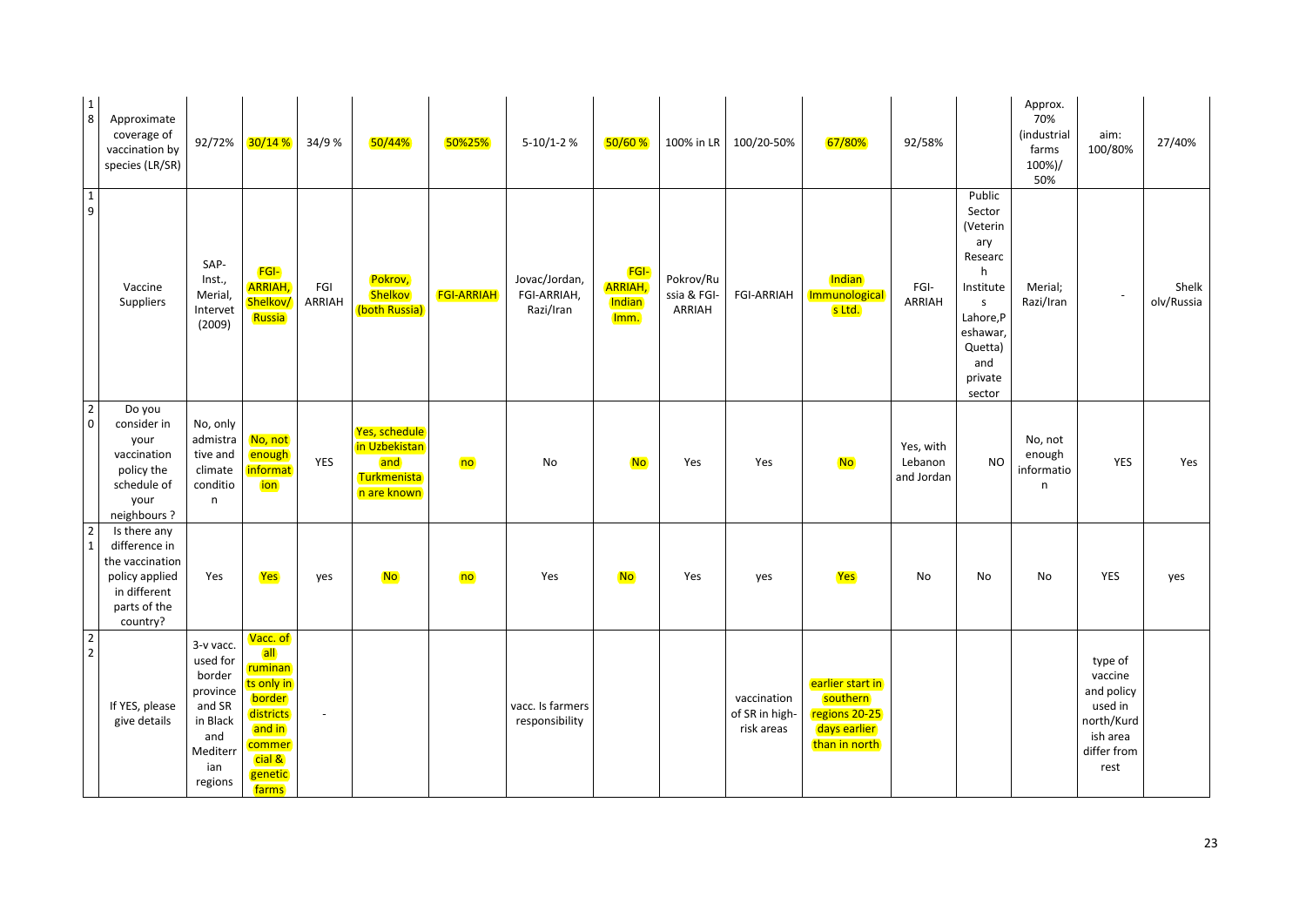| 18 | Approximate coverage of vaccination by species (LR/SR) | 92/72% | 30/14 % | 34/9 % | 50/44% | 50%25% | 5-10/1-2 % | 50/60 % | 100% in LR | 100/20-50% | 67/80% | 92/58% | | Approx. 70% (industrial farms 100%)/ 50% | aim: 100/80% | 27/40% |
|---|---|---|---|---|---|---|---|---|---|---|---|---|---|---|---|---|
| 19 | Vaccine Suppliers | SAP-Inst., Merial, Intervet (2009) | FGI-ARRIAH, Shelkov/ Russia | FGI ARRIAH | Pokrov, Shelkov (both Russia) | FGI-ARRIAH | Jovac/Jordan, FGI-ARRIAH, Razi/Iran | FGI-ARRIAH, Indian Imm. | Pokrov/Russia & FGI-ARRIAH | FGI-ARRIAH | Indian Immunologicals Ltd. | FGI-ARRIAH | Public Sector (Veterinary Research Institutes Lahore,Peshawar, Quetta) and private sector | Merial; Razi/Iran | - | Shelkolv/Russia |
| 20 | Do you consider in your vaccination policy the schedule of your neighbours ? | No, only admistrative and climate condition | No, not enough information | YES | Yes, schedule in Uzbekistan and Turkmenistan are known | no | No | No | Yes | Yes | No | Yes, with Lebanon and Jordan | NO | No, not enough information | YES | Yes |
| 21 | Is there any difference in the vaccination policy applied in different parts of the country? | Yes | Yes | yes | No | no | Yes | No | Yes | yes | Yes | No | No | No | YES | yes |
| 22 | If YES, please give details | 3-v vacc. used for border province and SR in Black and Mediterrian regions | Vacc. of all ruminants only in border districts and in commercial & genetic farms | - | | | vacc. Is farmers responsibility | | | vaccination of SR in high-risk areas | earlier start in southern regions 20-25 days earlier than in north | | | | type of vaccine and policy used in north/Kurdish area differ from rest | |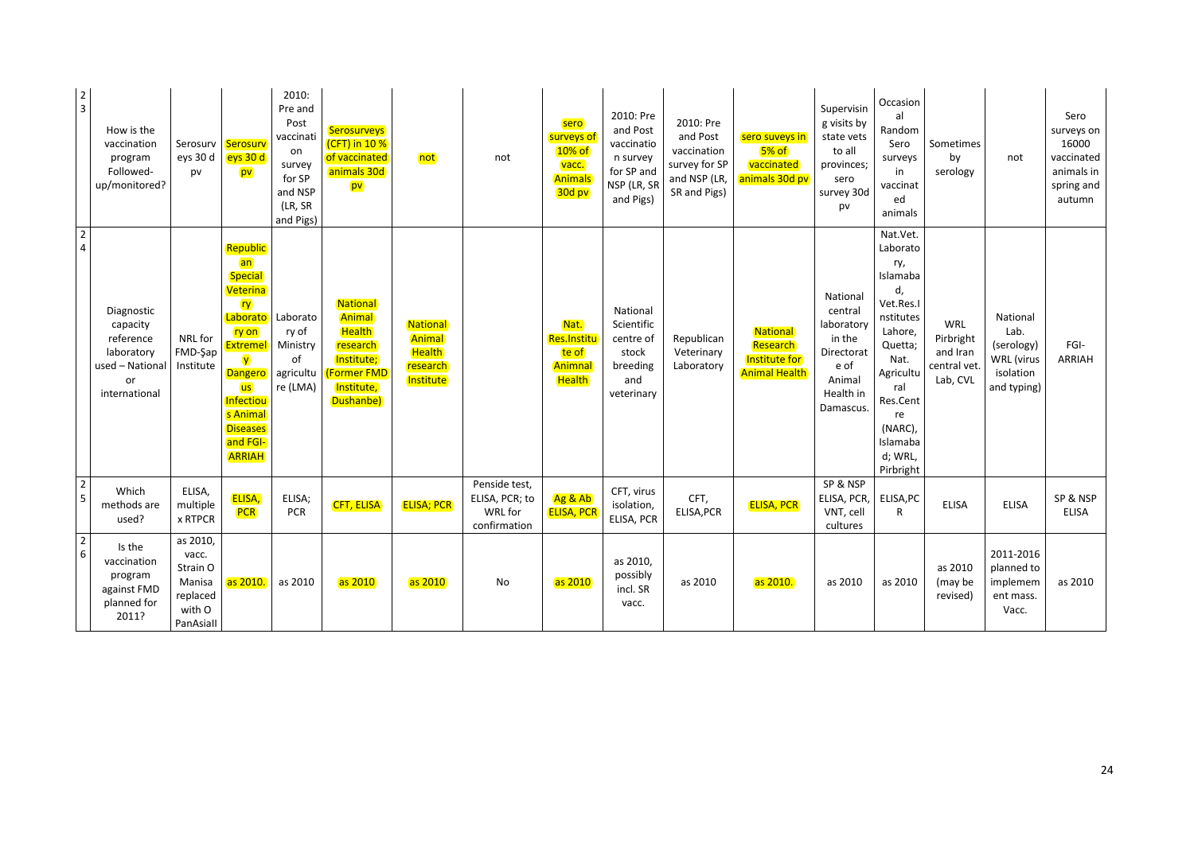| 23 | How is the vaccination program Followed-up/monitored? | Serosurveys 30 d pv | Serosurveys 30 d pv | 2010: Pre and Post vaccination survey for SP and NSP (LR, SR and Pigs) | Serosurveys (CFT) in 10 % of vaccinated animals 30d pv | not | not | sero surveys of 10% of vacc. Animals 30d pv | 2010: Pre and Post vaccination survey for SP and NSP (LR, SR and Pigs) | 2010: Pre and Post vaccination survey for SP and NSP (LR, SR and Pigs) | sero suveys in 5% of vaccinated animals 30d pv | Supervising visits by state vets to all provinces; sero survey 30d pv | Occasional Random Sero surveys in vaccinated animals | Sometimes by serology | not | Sero surveys on 16000 vaccinated animals in spring and autumn |
|---|---|---|---|---|---|---|---|---|---|---|---|---|---|---|---|---|
| 24 | Diagnostic capacity reference laboratory used – National or international | NRL for FMD-Şap Institute | Republican Special Veterinary Laboratory on Extremely Dangerous Infectious Animal Diseases and FGI-ARRIAH | Laboratory of Ministry of agriculture (LMA) | National Animal Health research Institute; (Former FMD Institute, Dushanbe) | National Animal Health research Institute | | Nat. Res.Institute of Animnal Health | National Scientific centre of stock breeding and veterinary | Republican Veterinary Laboratory | National Research Institute for Animal Health | National central laboratory in the Directorate of Animal Health in Damascus. | Nat.Vet. Laboratory, Islamabad, Vet.Res.Institutes Lahore, Quetta; Nat. Agricultural Res.Centre (NARC), Islamabad; WRL, Pirbright | WRL Pirbright and Iran central vet. Lab, CVL | National Lab. (serology) WRL (virus isolation and typing) | FGI-ARRIAH |
| 25 | Which methods are used? | ELISA, multiplex RTPCR | ELISA, PCR | ELISA; PCR | CFT, ELISA | ELISA; PCR | Penside test, ELISA, PCR; to WRL for confirmation | Ag & Ab ELISA, PCR | CFT, virus isolation, ELISA, PCR | CFT, ELISA,PCR | ELISA, PCR | SP & NSP ELISA, PCR, VNT, cell cultures | ELISA,PCR | ELISA | ELISA | SP & NSP ELISA |
| 26 | Is the vaccination program against FMD planned for 2011? | as 2010, vacc. Strain O Manisa replaced with O PanAsiaII | as 2010. | as 2010 | as 2010 | as 2010 | No | as 2010 | as 2010, possibly incl. SR vacc. | as 2010 | as 2010. | as 2010 | as 2010 | as 2010 (may be revised) | 2011-2016 planned to implemement mass. Vacc. | as 2010 |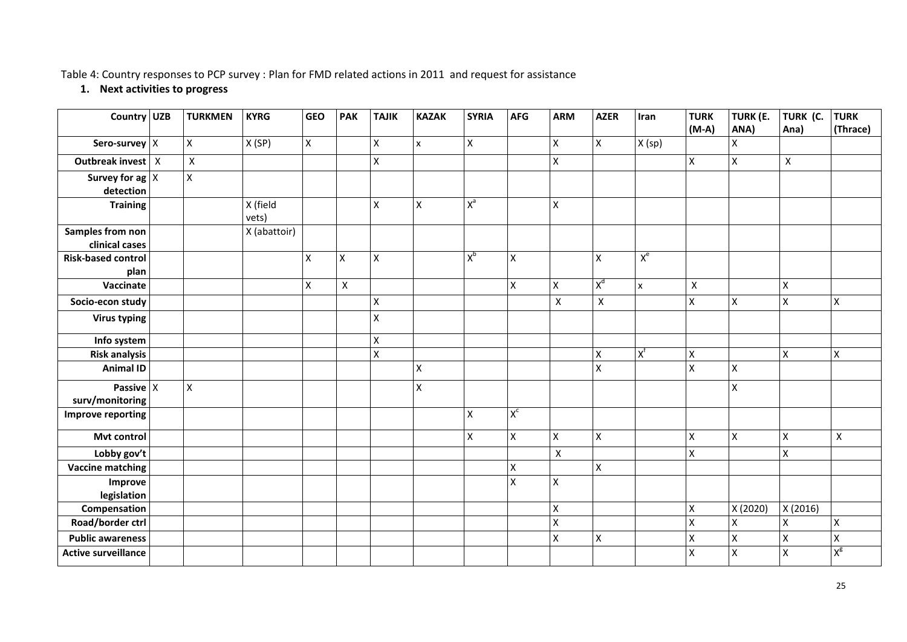Table 4: Country responses to PCP survey : Plan for FMD related actions in 2011 and request for assistance

1. **Next activities to progress**

| Country | UZB | TURKMEN | KYRG | GEO | PAK | TAJIK | KAZAK | SYRIA | AFG | ARM | AZER | Iran | TURK (M-A) | TURK (E. ANA) | TURK (C. Ana) | TURK (Thrace) |
|---|---|---|---|---|---|---|---|---|---|---|---|---|---|---|---|---|
| Sero-survey | X | X | X (SP) | X | | X | x | X | | X | X | X (sp) | | X | | |
| Outbreak invest | X | X | | | | X | | | | X | | | X | X | X | |
| Survey for ag detection | X | X | | | | | | | | | | | | | | |
| Training | | | X (field vets) | | | X | X | X[a] | | X | | | | | | |
| Samples from non clinical cases | | | X (abattoir) | | | | | | | | | | | | | |
| Risk-based control plan | | | | X | X | X | | X[b] | X | | X | X[e] | | | | |
| Vaccinate | | | | X | X | | | | X | X | X[d] | x | X | | X | |
| Socio-econ study | | | | | | X | | | | X | X | | X | X | X | X |
| Virus typing | | | | | | X | | | | | | | | | | |
| Info system | | | | | | X | | | | | | | | | | |
| Risk analysis | | | | | | X | | | | | X | X[f] | X | | X | X |
| Animal ID | | | | | | | X | | | | X | | X | X | | |
| Passive surv/monitoring | X | X | | | | | X | | | | | | | X | | |
| Improve reporting | | | | | | | | X | X[c] | | | | | | | |
| Mvt control | | | | | | | | X | X | X | X | | X | X | X | X |
| Lobby gov't | | | | | | | | | | X | | | X | | X | |
| Vaccine matching | | | | | | | | | X | | X | | | | | |
| Improve legislation | | | | | | | | | X | X | | | | | | |
| Compensation | | | | | | | | | | X | | | X | X (2020) | X (2016) | |
| Road/border ctrl | | | | | | | | | | X | | | X | X | X | X |
| Public awareness | | | | | | | | | | X | X | | X | X | X | X |
| Active surveillance | | | | | | | | | | | | | X | X | X | X[g] |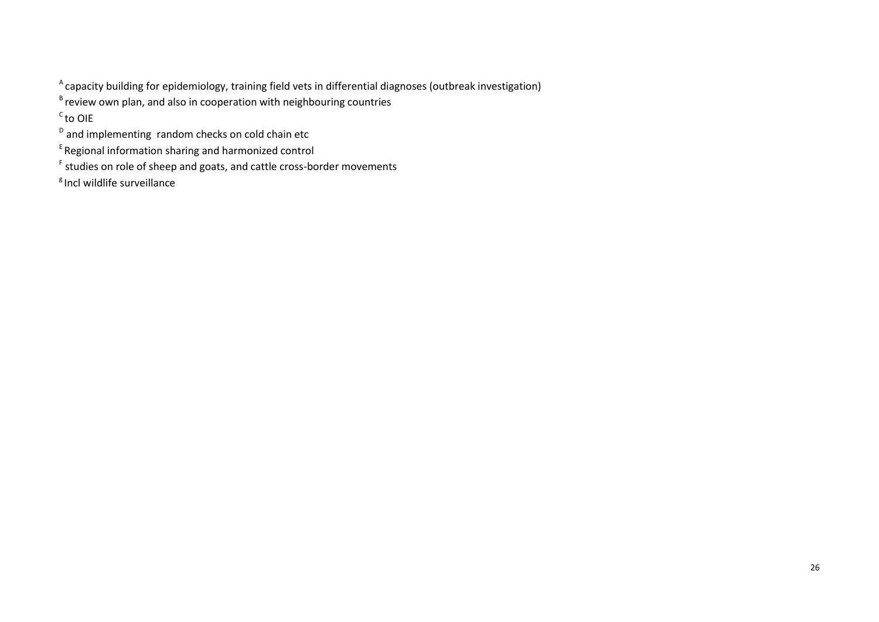[A] capacity building for epidemiology, training field vets in differential diagnoses (outbreak investigation)

[B] review own plan, and also in cooperation with neighbouring countries

[C] to OIE

[D] and implementing random checks on cold chain etc

[E] Regional information sharing and harmonized control

[F] studies on role of sheep and goats, and cattle cross-border movements

[g] Incl wildlife surveillance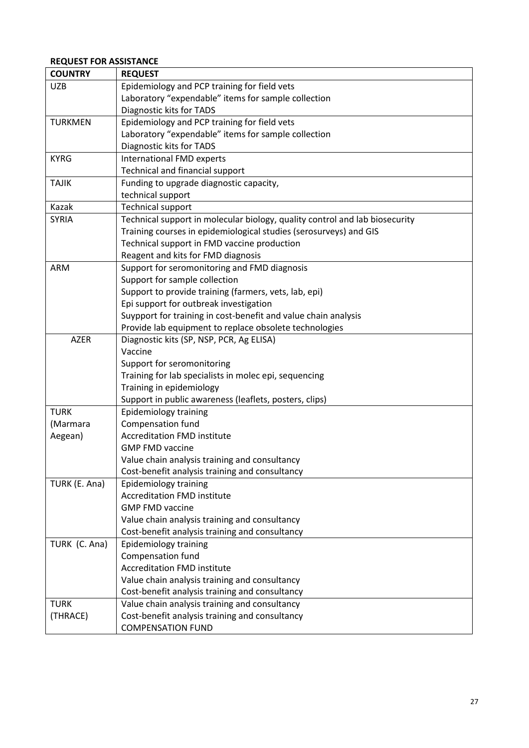**REQUEST FOR ASSISTANCE**

| COUNTRY | REQUEST |
|---|---|
| UZB | Epidemiology and PCP training for field vets<br>Laboratory "expendable" items for sample collection<br>Diagnostic kits for TADS |
| TURKMEN | Epidemiology and PCP training for field vets<br>Laboratory "expendable" items for sample collection<br>Diagnostic kits for TADS |
| KYRG | International FMD experts<br>Technical and financial support |
| TAJIK | Funding to upgrade diagnostic capacity,<br>technical support |
| Kazak | Technical support |
| SYRIA | Technical support in molecular biology, quality control and lab biosecurity<br>Training courses in epidemiological studies (serosurveys) and GIS<br>Technical support in FMD vaccine production<br>Reagent and kits for FMD diagnosis |
| ARM | Support for seromonitoring and FMD diagnosis<br>Support for sample collection<br>Support to provide training (farmers, vets, lab, epi)<br>Epi support for outbreak investigation<br>Suypport for training in cost-benefit and value chain analysis<br>Provide lab equipment to replace obsolete technologies |
| AZER | Diagnostic kits (SP, NSP, PCR, Ag ELISA)<br>Vaccine<br>Support for seromonitoring<br>Training for lab specialists in molec epi, sequencing<br>Training in epidemiology<br>Support in public awareness (leaflets, posters, clips) |
| TURK (Marmara Aegean) | Epidemiology training<br>Compensation fund<br>Accreditation FMD institute<br>GMP FMD vaccine<br>Value chain analysis training and consultancy<br>Cost-benefit analysis training and consultancy |
| TURK (E. Ana) | Epidemiology training<br>Accreditation FMD institute<br>GMP FMD vaccine<br>Value chain analysis training and consultancy<br>Cost-benefit analysis training and consultancy |
| TURK (C. Ana) | Epidemiology training<br>Compensation fund<br>Accreditation FMD institute<br>Value chain analysis training and consultancy<br>Cost-benefit analysis training and consultancy |
| TURK (THRACE) | Value chain analysis training and consultancy<br>Cost-benefit analysis training and consultancy<br>COMPENSATION FUND |